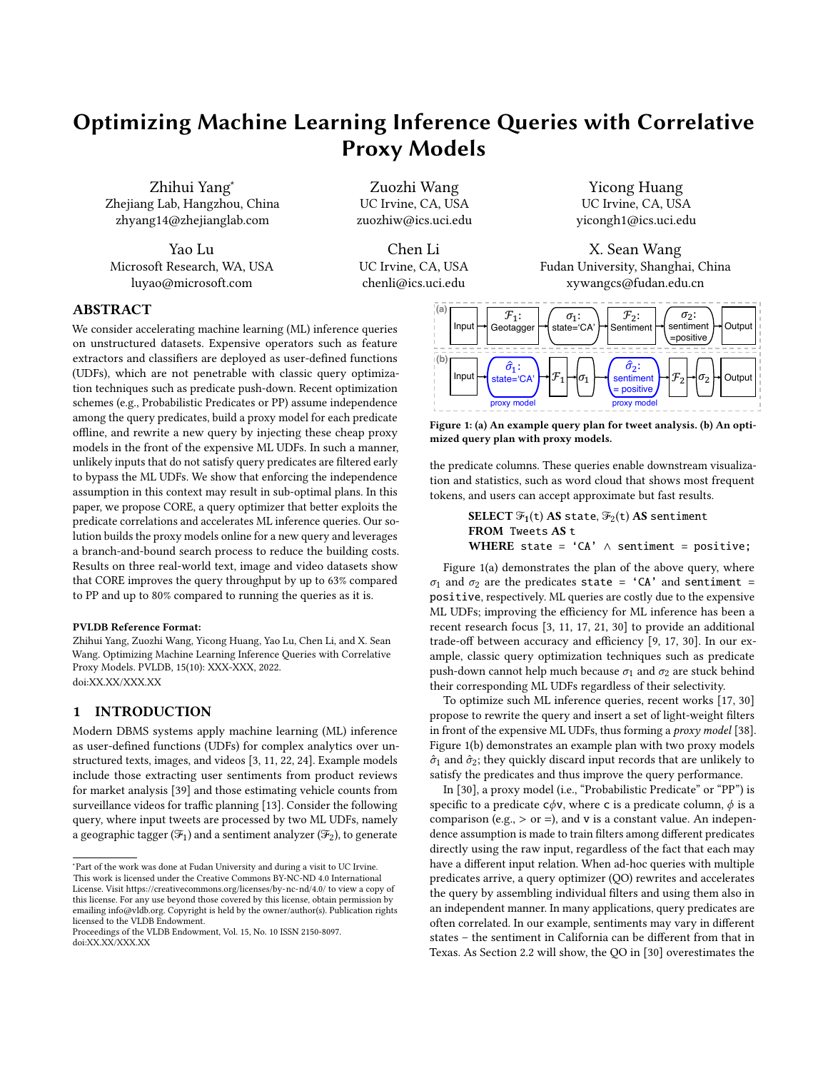# Optimizing Machine Learning Inference Queries with Correlative Proxy Models

Zhihui Yang*
Zhejiang Lab, Hangzhou, China
zhyang14@zhejianglab.com

Zuozhi Wang
UC Irvine, CA, USA
zuozhiw@ics.uci.edu

Yicong Huang
UC Irvine, CA, USA
yicongh1@ics.uci.edu

Yao Lu
Microsoft Research, WA, USA
luyao@microsoft.com

Chen Li
UC Irvine, CA, USA
chenli@ics.uci.edu

X. Sean Wang
Fudan University, Shanghai, China
xywangcs@fudan.edu.cn

## ABSTRACT

We consider accelerating machine learning (ML) inference queries on unstructured datasets. Expensive operators such as feature extractors and classifiers are deployed as user-defined functions (UDFs), which are not penetrable with classic query optimization techniques such as predicate push-down. Recent optimization schemes (e.g., Probabilistic Predicates or PP) assume independence among the query predicates, build a proxy model for each predicate offline, and rewrite a new query by injecting these cheap proxy models in the front of the expensive ML UDFs. In such a manner, unlikely inputs that do not satisfy query predicates are filtered early to bypass the ML UDFs. We show that enforcing the independence assumption in this context may result in sub-optimal plans. In this paper, we propose CORE, a query optimizer that better exploits the predicate correlations and accelerates ML inference queries. Our solution builds the proxy models online for a new query and leverages a branch-and-bound search process to reduce the building costs. Results on three real-world text, image and video datasets show that CORE improves the query throughput by up to 63% compared to PP and up to 80% compared to running the queries as it is.

**PVLDB Reference Format:**
Zhihui Yang, Zuozhi Wang, Yicong Huang, Yao Lu, Chen Li, and X. Sean Wang. Optimizing Machine Learning Inference Queries with Correlative Proxy Models. PVLDB, 15(10): XXX-XXX, 2022.
doi:XX.XX/XXX.XX

## 1 INTRODUCTION

Modern DBMS systems apply machine learning (ML) inference as user-defined functions (UDFs) for complex analytics over unstructured texts, images, and videos [3, 11, 22, 24]. Example models include those extracting user sentiments from product reviews for market analysis [39] and those estimating vehicle counts from surveillance videos for traffic planning [13]. Consider the following query, where input tweets are processed by two ML UDFs, namely a geographic tagger ($\mathcal{F}_1$) and a sentiment analyzer ($\mathcal{F}_2$), to generate the predicate columns. These queries enable downstream visualization and statistics, such as word cloud that shows most frequent tokens, and users can accept approximate but fast results.

```
SELECT F1(t) AS state, F2(t) AS sentiment
FROM Tweets AS t
WHERE state = 'CA' ∧ sentiment = positive;
```

(a) Input → $\mathcal{F}_1$: Geotagger → $\sigma_1$: state='CA' → $\mathcal{F}_2$: Sentiment → $\sigma_2$: sentiment =positive → Output

(b) Input → $\hat{\sigma}_1$: state='CA' (proxy model) → $\mathcal{F}_1$ → $\sigma_1$ → $\hat{\sigma}_2$: sentiment = positive (proxy model) → $\mathcal{F}_2$ → $\sigma_2$ → Output

**Figure 1: (a) An example query plan for tweet analysis. (b) An optimized query plan with proxy models.**

Figure 1(a) demonstrates the plan of the above query, where $\sigma_1$ and $\sigma_2$ are the predicates `state = 'CA'` and `sentiment = positive`, respectively. ML queries are costly due to the expensive ML UDFs; improving the efficiency for ML inference has been a recent research focus [3, 11, 17, 21, 30] to provide an additional trade-off between accuracy and efficiency [9, 17, 30]. In our example, classic query optimization techniques such as predicate push-down cannot help much because $\sigma_1$ and $\sigma_2$ are stuck behind their corresponding ML UDFs regardless of their selectivity.

To optimize such ML inference queries, recent works [17, 30] propose to rewrite the query and insert a set of light-weight filters in front of the expensive ML UDFs, thus forming a *proxy model* [38]. Figure 1(b) demonstrates an example plan with two proxy models $\hat{\sigma}_1$ and $\hat{\sigma}_2$; they quickly discard input records that are unlikely to satisfy the predicates and thus improve the query performance.

In [30], a proxy model (i.e., "Probabilistic Predicate" or "PP") is specific to a predicate $\mathtt{c}\phi\mathtt{v}$, where c is a predicate column, $\phi$ is a comparison (e.g., > or =), and v is a constant value. An independence assumption is made to train filters among different predicates directly using the raw input, regardless of the fact that each may have a different input relation. When ad-hoc queries with multiple predicates arrive, a query optimizer (QO) rewrites and accelerates the query by assembling individual filters and using them also in an independent manner. In many applications, query predicates are often correlated. In our example, sentiments may vary in different states – the sentiment in California can be different from that in Texas. As Section 2.2 will show, the QO in [30] overestimates the

---

*Part of the work was done at Fudan University and during a visit to UC Irvine.
This work is licensed under the Creative Commons BY-NC-ND 4.0 International License. Visit https://creativecommons.org/licenses/by-nc-nd/4.0/ to view a copy of this license. For any use beyond those covered by this license, obtain permission by emailing info@vldb.org. Copyright is held by the owner/author(s). Publication rights licensed to the VLDB Endowment.
Proceedings of the VLDB Endowment, Vol. 15, No. 10 ISSN 2150-8097.
doi:XX.XX/XXX.XX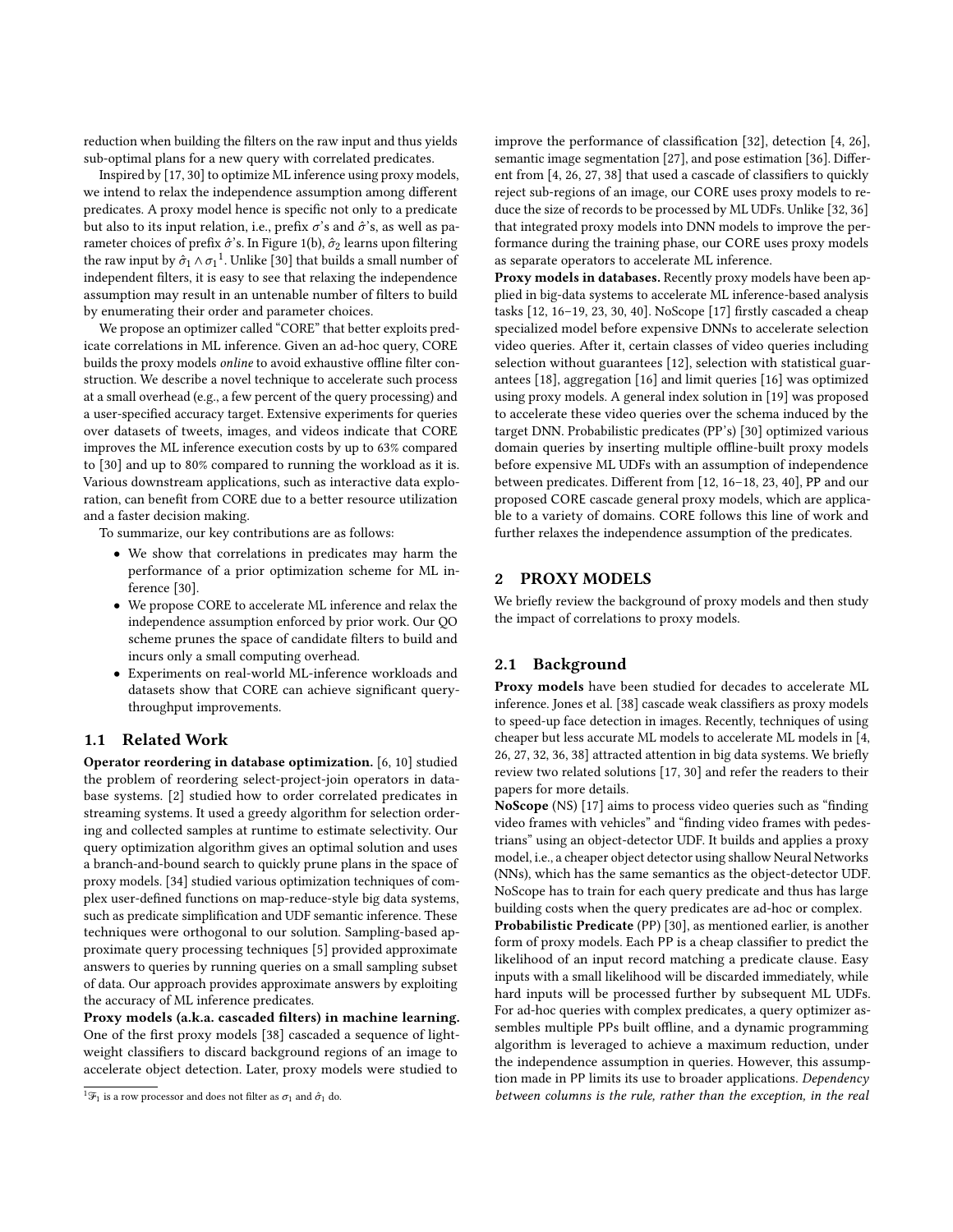reduction when building the filters on the raw input and thus yields sub-optimal plans for a new query with correlated predicates.

Inspired by [17, 30] to optimize ML inference using proxy models, we intend to relax the independence assumption among different predicates. A proxy model hence is specific not only to a predicate but also to its input relation, i.e., prefix $\sigma$'s and $\hat{\sigma}$'s, as well as parameter choices of prefix $\hat{\sigma}$'s. In Figure 1(b), $\hat{\sigma}_2$ learns upon filtering the raw input by $\hat{\sigma}_1 \wedge \sigma_1$[1]. Unlike [30] that builds a small number of independent filters, it is easy to see that relaxing the independence assumption may result in an untenable number of filters to build by enumerating their order and parameter choices.

We propose an optimizer called "CORE" that better exploits predicate correlations in ML inference. Given an ad-hoc query, CORE builds the proxy models *online* to avoid exhaustive offline filter construction. We describe a novel technique to accelerate such process at a small overhead (e.g., a few percent of the query processing) and a user-specified accuracy target. Extensive experiments for queries over datasets of tweets, images, and videos indicate that CORE improves the ML inference execution costs by up to 63% compared to [30] and up to 80% compared to running the workload as it is. Various downstream applications, such as interactive data exploration, can benefit from CORE due to a better resource utilization and a faster decision making.

To summarize, our key contributions are as follows:

- We show that correlations in predicates may harm the performance of a prior optimization scheme for ML inference [30].
- We propose CORE to accelerate ML inference and relax the independence assumption enforced by prior work. Our QO scheme prunes the space of candidate filters to build and incurs only a small computing overhead.
- Experiments on real-world ML-inference workloads and datasets show that CORE can achieve significant query-throughput improvements.

### 1.1 Related Work

**Operator reordering in database optimization.** [6, 10] studied the problem of reordering select-project-join operators in database systems. [2] studied how to order correlated predicates in streaming systems. It used a greedy algorithm for selection ordering and collected samples at runtime to estimate selectivity. Our query optimization algorithm gives an optimal solution and uses a branch-and-bound search to quickly prune plans in the space of proxy models. [34] studied various optimization techniques of complex user-defined functions on map-reduce-style big data systems, such as predicate simplification and UDF semantic inference. These techniques were orthogonal to our solution. Sampling-based approximate query processing techniques [5] provided approximate answers to queries by running queries on a small sampling subset of data. Our approach provides approximate answers by exploiting the accuracy of ML inference predicates.

**Proxy models (a.k.a. cascaded filters) in machine learning.** One of the first proxy models [38] cascaded a sequence of lightweight classifiers to discard background regions of an image to accelerate object detection. Later, proxy models were studied to improve the performance of classification [32], detection [4, 26], semantic image segmentation [27], and pose estimation [36]. Different from [4, 26, 27, 38] that used a cascade of classifiers to quickly reject sub-regions of an image, our CORE uses proxy models to reduce the size of records to be processed by ML UDFs. Unlike [32, 36] that integrated proxy models into DNN models to improve the performance during the training phase, our CORE uses proxy models as separate operators to accelerate ML inference.

**Proxy models in databases.** Recently proxy models have been applied in big-data systems to accelerate ML inference-based analysis tasks [12, 16–19, 23, 30, 40]. NoScope [17] firstly cascaded a cheap specialized model before expensive DNNs to accelerate selection video queries. After it, certain classes of video queries including selection without guarantees [12], selection with statistical guarantees [18], aggregation [16] and limit queries [16] was optimized using proxy models. A general index solution in [19] was proposed to accelerate these video queries over the schema induced by the target DNN. Probabilistic predicates (PP's) [30] optimized various domain queries by inserting multiple offline-built proxy models before expensive ML UDFs with an assumption of independence between predicates. Different from [12, 16–18, 23, 40], PP and our proposed CORE cascade general proxy models, which are applicable to a variety of domains. CORE follows this line of work and further relaxes the independence assumption of the predicates.

## 2 PROXY MODELS

We briefly review the background of proxy models and then study the impact of correlations to proxy models.

### 2.1 Background

**Proxy models** have been studied for decades to accelerate ML inference. Jones et al. [38] cascade weak classifiers as proxy models to speed-up face detection in images. Recently, techniques of using cheaper but less accurate ML models to accelerate ML models in [4, 26, 27, 32, 36, 38] attracted attention in big data systems. We briefly review two related solutions [17, 30] and refer the readers to their papers for more details.

**NoScope** (NS) [17] aims to process video queries such as "finding video frames with vehicles" and "finding video frames with pedestrians" using an object-detector UDF. It builds and applies a proxy model, i.e., a cheaper object detector using shallow Neural Networks (NNs), which has the same semantics as the object-detector UDF. NoScope has to train for each query predicate and thus has large building costs when the query predicates are ad-hoc or complex.

**Probabilistic Predicate** (PP) [30], as mentioned earlier, is another form of proxy models. Each PP is a cheap classifier to predict the likelihood of an input record matching a predicate clause. Easy inputs with a small likelihood will be discarded immediately, while hard inputs will be processed further by subsequent ML UDFs. For ad-hoc queries with complex predicates, a query optimizer assembles multiple PPs built offline, and a dynamic programming algorithm is leveraged to achieve a maximum reduction, under the independence assumption in queries. However, this assumption made in PP limits its use to broader applications. *Dependency between columns is the rule, rather than the exception, in the real*

[1] $\mathcal{F}_1$ is a row processor and does not filter as $\sigma_1$ and $\hat{\sigma}_1$ do.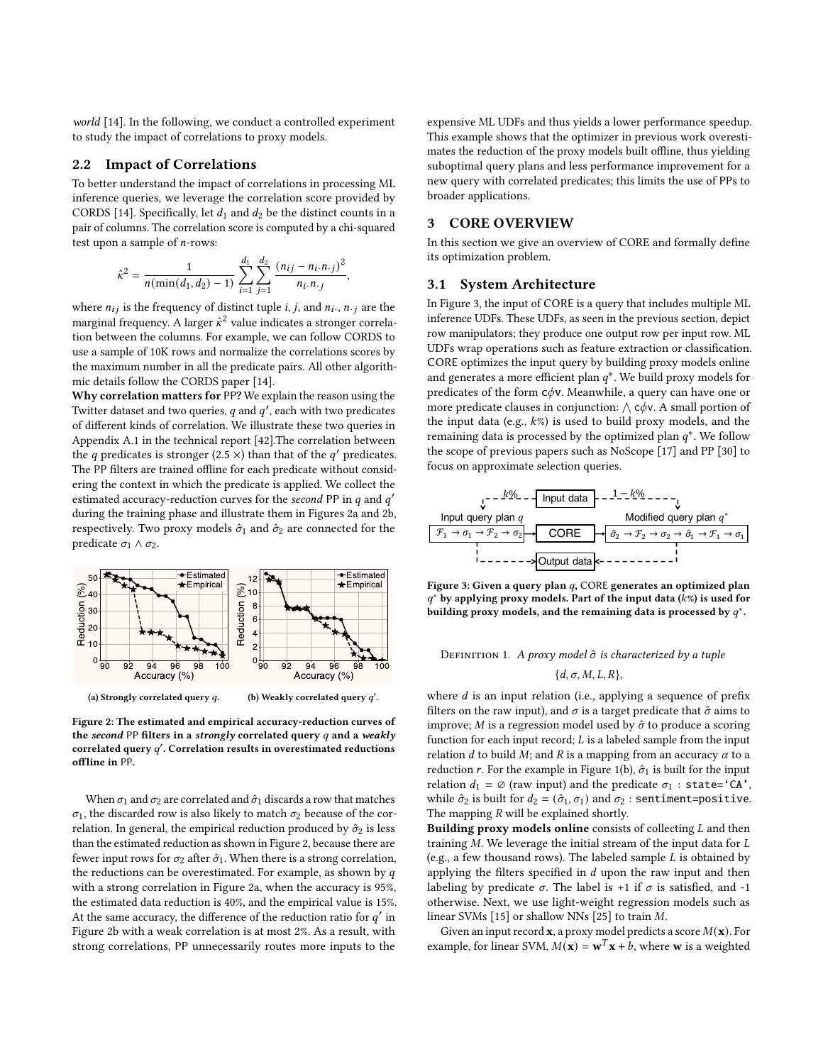*world* [14]. In the following, we conduct a controlled experiment to study the impact of correlations to proxy models.

## 2.2 Impact of Correlations

To better understand the impact of correlations in processing ML inference queries, we leverage the correlation score provided by CORDS [14]. Specifically, let $d_1$ and $d_2$ be the distinct counts in a pair of columns. The correlation score is computed by a chi-squared test upon a sample of $n$-rows:

$$\hat{\kappa}^2 = \frac{1}{n(\min(d_1, d_2) - 1)} \sum_{i=1}^{d_1} \sum_{j=1}^{d_2} \frac{(n_{ij} - n_{i\cdot} n_{\cdot j})^2}{n_{i\cdot} n_{\cdot j}},$$

where $n_{ij}$ is the frequency of distinct tuple $i$, $j$, and $n_{i\cdot}$, $n_{\cdot j}$ are the marginal frequency. A larger $\hat{\kappa}^2$ value indicates a stronger correlation between the columns. For example, we can follow CORDS to use a sample of 10K rows and normalize the correlations scores by the maximum number in all the predicate pairs. All other algorithmic details follow the CORDS paper [14].

**Why correlation matters for** PP**?** We explain the reason using the Twitter dataset and two queries, $q$ and $q'$, each with two predicates of different kinds of correlation. We illustrate these two queries in Appendix A.1 in the technical report [42].The correlation between the $q$ predicates is stronger (2.5 ×) than that of the $q'$ predicates. The PP filters are trained offline for each predicate without considering the context in which the predicate is applied. We collect the estimated accuracy-reduction curves for the *second* PP in $q$ and $q'$ during the training phase and illustrate them in Figures 2a and 2b, respectively. Two proxy models $\hat{\sigma}_1$ and $\hat{\sigma}_2$ are connected for the predicate $\sigma_1 \wedge \sigma_2$.

(a) Strongly correlated query $q$. (b) Weakly correlated query $q'$.

**Figure 2: The estimated and empirical accuracy-reduction curves of the *second* PP filters in a *strongly* correlated query $q$ and a *weakly* correlated query $q'$. Correlation results in overestimated reductions offline in PP.**

When $\sigma_1$ and $\sigma_2$ are correlated and $\hat{\sigma}_1$ discards a row that matches $\sigma_1$, the discarded row is also likely to match $\sigma_2$ because of the correlation. In general, the empirical reduction produced by $\hat{\sigma}_2$ is less than the estimated reduction as shown in Figure 2, because there are fewer input rows for $\sigma_2$ after $\hat{\sigma}_1$. When there is a strong correlation, the reductions can be overestimated. For example, as shown by $q$ with a strong correlation in Figure 2a, when the accuracy is 95%, the estimated data reduction is 40%, and the empirical value is 15%. At the same accuracy, the difference of the reduction ratio for $q'$ in Figure 2b with a weak correlation is at most 2%. As a result, with strong correlations, PP unnecessarily routes more inputs to the expensive ML UDFs and thus yields a lower performance speedup. This example shows that the optimizer in previous work overestimates the reduction of the proxy models built offline, thus yielding suboptimal query plans and less performance improvement for a new query with correlated predicates; this limits the use of PPs to broader applications.

# 3 CORE OVERVIEW

In this section we give an overview of CORE and formally define its optimization problem.

## 3.1 System Architecture

In Figure 3, the input of CORE is a query that includes multiple ML inference UDFs. These UDFs, as seen in the previous section, depict row manipulators; they produce one output row per input row. ML UDFs wrap operations such as feature extraction or classification. CORE optimizes the input query by building proxy models online and generates a more efficient plan $q^*$. We build proxy models for predicates of the form c$\phi$v. Meanwhile, a query can have one or more predicate clauses in conjunction: $\bigwedge$ c$\phi$v. A small portion of the input data (e.g., $k$%) is used to build proxy models, and the remaining data is processed by the optimized plan $q^*$. We follow the scope of previous papers such as NoScope [17] and PP [30] to focus on approximate selection queries.

**Figure 3: Given a query plan $q$, CORE generates an optimized plan $q^*$ by applying proxy models. Part of the input data ($k$%) is used for building proxy models, and the remaining data is processed by $q^*$.**

Definition 1. *A proxy model $\hat{\sigma}$ is characterized by a tuple*

$$\{d, \sigma, M, L, R\},$$

where $d$ is an input relation (i.e., applying a sequence of prefix filters on the raw input), and $\sigma$ is a target predicate that $\hat{\sigma}$ aims to improve; $M$ is a regression model used by $\hat{\sigma}$ to produce a scoring function for each input record; $L$ is a labeled sample from the input relation $d$ to build $M$; and $R$ is a mapping from an accuracy $\alpha$ to a reduction $r$. For the example in Figure 1(b), $\hat{\sigma}_1$ is built for the input relation $d_1 = \varnothing$ (raw input) and the predicate $\sigma_1$ : `state='CA'`, while $\hat{\sigma}_2$ is built for $d_2 = (\hat{\sigma}_1, \sigma_1)$ and $\sigma_2$ : `sentiment=positive`. The mapping $R$ will be explained shortly.

**Building proxy models online** consists of collecting $L$ and then training $M$. We leverage the initial stream of the input data for $L$ (e.g., a few thousand rows). The labeled sample $L$ is obtained by applying the filters specified in $d$ upon the raw input and then labeling by predicate $\sigma$. The label is +1 if $\sigma$ is satisfied, and -1 otherwise. Next, we use light-weight regression models such as linear SVMs [15] or shallow NNs [25] to train $M$.

Given an input record $\mathbf{x}$, a proxy model predicts a score $M(\mathbf{x})$. For example, for linear SVM, $M(\mathbf{x}) = \mathbf{w}^T\mathbf{x} + b$, where $\mathbf{w}$ is a weighted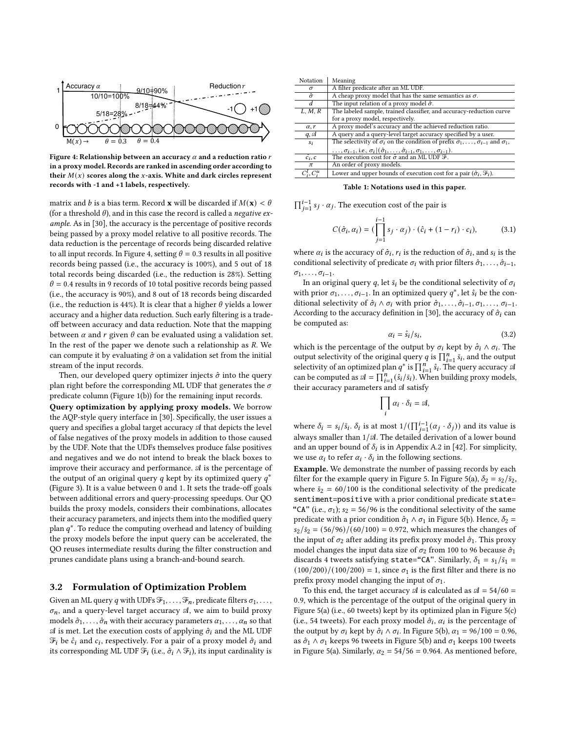Figure 4: Relationship between an accuracy $\alpha$ and a reduction ratio $r$ in a proxy model. Records are ranked in ascending order according to their $M(x)$ scores along the $x$-axis. White and dark circles represent records with -1 and +1 labels, respectively.

matrix and $b$ is a bias term. Record $\mathbf{x}$ will be discarded if $M(\mathbf{x}) < \theta$ (for a threshold $\theta$), and in this case the record is called a *negative example*. As in [30], the accuracy is the percentage of positive records being passed by a proxy model relative to all positive records. The data reduction is the percentage of records being discarded relative to all input records. In Figure 4, setting $\theta = 0.3$ results in all positive records being passed (i.e., the accuracy is 100%), and 5 out of 18 total records being discarded (i.e., the reduction is 28%). Setting $\theta = 0.4$ results in 9 records of 10 total positive records being passed (i.e., the accuracy is 90%), and 8 out of 18 records being discarded (i.e., the reduction is 44%). It is clear that a higher $\theta$ yields a lower accuracy and a higher data reduction. Such early filtering is a trade-off between accuracy and data reduction. Note that the mapping between $\alpha$ and $r$ given $\theta$ can be evaluated using a validation set. In the rest of the paper we denote such a relationship as $R$. We can compute it by evaluating $\hat{\sigma}$ on a validation set from the initial stream of the input records.

Then, our developed query optimizer injects $\hat{\sigma}$ into the query plan right before the corresponding ML UDF that generates the $\sigma$ predicate column (Figure 1(b)) for the remaining input records.

**Query optimization by applying proxy models.** We borrow the AQP-style query interface in [30]. Specifically, the user issues a query and specifies a global target accuracy $\mathscr{A}$ that depicts the level of false negatives of the proxy models in addition to those caused by the UDF. Note that the UDFs themselves produce false positives and negatives and we do not intend to break the black boxes to improve their accuracy and performance. $\mathscr{A}$ is the percentage of the output of an original query $q$ kept by its optimized query $q^*$ (Figure 3). It is a value between 0 and 1. It sets the trade-off goals between additional errors and query-processing speedups. Our QO builds the proxy models, considers their combinations, allocates their accuracy parameters, and injects them into the modified query plan $q^*$. To reduce the computing overhead and latency of building the proxy models before the input query can be accelerated, the QO reuses intermediate results during the filter construction and prunes candidate plans using a branch-and-bound search.

## 3.2 Formulation of Optimization Problem

Given an ML query $q$ with UDFs $\mathscr{F}_1, \ldots, \mathscr{F}_n$, predicate filters $\sigma_1, \ldots, \sigma_n$, and a query-level target accuracy $\mathscr{A}$, we aim to build proxy models $\hat{\sigma}_1, \ldots, \hat{\sigma}_n$ with their accuracy parameters $\alpha_1, \ldots, \alpha_n$ so that $\mathscr{A}$ is met. Let the execution costs of applying $\hat{\sigma}_i$ and the ML UDF $\mathscr{F}_i$ be $\hat{c}_i$ and $c_i$, respectively. For a pair of a proxy model $\hat{\sigma}_i$ and its corresponding ML UDF $\mathscr{F}_i$ (i.e., $\hat{\sigma}_i \wedge \mathscr{F}_i$), its input cardinality is

| Notation | Meaning |
|---|---|
| $\sigma$ | A filter predicate after an ML UDF. |
| $\hat{\sigma}$ | A cheap proxy model that has the same semantics as $\sigma$. |
| $d$ | The input relation of a proxy model $\hat{\sigma}$. |
| $L, M, R$ | The labeled sample, trained classifier, and accuracy-reduction curve for a proxy model, respectively. |
| $\alpha, r$ | A proxy model's accuracy and the achieved reduction ratio. |
| $q, \mathscr{A}$ | A query and a query-level target accuracy specified by a user. |
| $s_i$ | The selectivity of $\sigma_i$ on the condition of prefix $\hat{\sigma}_1, \ldots, \hat{\sigma}_{i-1}$ and $\sigma_1, \ldots, \sigma_{i-1}$, i.e., $\sigma_i \mid (\hat{\sigma}_1, \ldots, \hat{\sigma}_{i-1}, \sigma_1, \ldots, \sigma_{i-1})$. |
| $\hat{c}_i, c$ | The execution cost for $\hat{\sigma}$ and an ML UDF $\mathscr{F}$. |
| $\pi$ | An order of proxy models. |
| $C_i^l, C_i^u$ | Lower and upper bounds of execution cost for a pair $(\hat{\sigma}_i, \mathscr{F}_i)$. |

Table 1: Notations used in this paper.

$\prod_{j=1}^{i-1} s_j \cdot \alpha_j$. The execution cost of the pair is

$$C(\hat{\sigma}_i, \alpha_i) = (\prod_{j=1}^{i-1} s_j \cdot \alpha_j) \cdot (\hat{c}_i + (1 - r_i) \cdot c_i), \tag{3.1}$$

where $\alpha_i$ is the accuracy of $\hat{\sigma}_i$, $r_i$ is the reduction of $\hat{\sigma}_i$, and $s_i$ is the conditional selectivity of predicate $\sigma_i$ with prior filters $\hat{\sigma}_1, \ldots, \hat{\sigma}_{i-1}$, $\sigma_1, \ldots, \sigma_{i-1}$.

In an original query $q$, let $\bar{s}_i$ be the conditional selectivity of $\sigma_i$ with prior $\sigma_1, \ldots, \sigma_{i-1}$. In an optimized query $q^*$, let $\hat{s}_i$ be the conditional selectivity of $\hat{\sigma}_i \wedge \sigma_i$ with prior $\hat{\sigma}_1, \ldots, \hat{\sigma}_{i-1}, \sigma_1, \ldots, \sigma_{i-1}$. According to the accuracy definition in [30], the accuracy of $\hat{\sigma}_i$ can be computed as:

$$\alpha_i = \hat{s}_i / s_i, \tag{3.2}$$

which is the percentage of the output by $\sigma_i$ kept by $\hat{\sigma}_i \wedge \sigma_i$. The output selectivity of the original query $q$ is $\prod_{i=1}^{n} \bar{s}_i$, and the output selectivity of an optimized plan $q^*$ is $\prod_{i=1}^{n} \hat{s}_i$. The query accuracy $\mathscr{A}$ can be computed as $\mathscr{A} = \prod_{i=1}^{n} (\hat{s}_i / \bar{s}_i)$. When building proxy models, their accuracy parameters and $\mathscr{A}$ satisfy

$$\prod_i \alpha_i \cdot \delta_i = \mathscr{A},$$

where $\delta_i = s_i / \bar{s}_i$. $\delta_i$ is at most $1 / (\prod_{j=1}^{i-1} (\alpha_j \cdot \delta_j))$ and its value is always smaller than $1/\mathscr{A}$. The detailed derivation of a lower bound and an upper bound of $\delta_i$ is in Appendix A.2 in [42]. For simplicity, we use $\alpha_i$ to refer $\alpha_i \cdot \delta_i$ in the following sections.

**Example.** We demonstrate the number of passing records by each filter for the example query in Figure 5. In Figure 5(a), $\delta_2 = s_2 / \bar{s}_2$, where $\bar{s}_2 = 60/100$ is the conditional selectivity of the predicate `sentiment=positive` with a prior conditional predicate `state="CA"` (i.e., $\sigma_1$); $s_2 = 56/96$ is the conditional selectivity of the same predicate with a prior condition $\hat{\sigma}_1 \wedge \sigma_1$ in Figure 5(b). Hence, $\delta_2 = s_2 / \bar{s}_2 = (56/96)/(60/100) = 0.972$, which measures the changes of the input of $\sigma_2$ after adding its prefix proxy model $\hat{\sigma}_1$. This proxy model changes the input data size of $\sigma_2$ from 100 to 96 because $\hat{\sigma}_1$ discards 4 tweets satisfying `state="CA"`. Similarly, $\delta_1 = s_1 / \bar{s}_1 = (100/200)/(100/200) = 1$, since $\sigma_1$ is the first filter and there is no prefix proxy model changing the input of $\sigma_1$.

To this end, the target accuracy $\mathscr{A}$ is calculated as $\mathscr{A} = 54/60 = 0.9$, which is the percentage of the output of the original query in Figure 5(a) (i.e., 60 tweets) kept by its optimized plan in Figure 5(c) (i.e., 54 tweets). For each proxy model $\hat{\sigma}_i$, $\alpha_i$ is the percentage of the output by $\sigma_i$ kept by $\hat{\sigma}_i \wedge \sigma_i$. In Figure 5(b), $\alpha_1 = 96/100 = 0.96$, as $\hat{\sigma}_1 \wedge \sigma_1$ keeps 96 tweets in Figure 5(b) and $\sigma_1$ keeps 100 tweets in Figure 5(a). Similarly, $\alpha_2 = 54/56 = 0.964$. As mentioned before,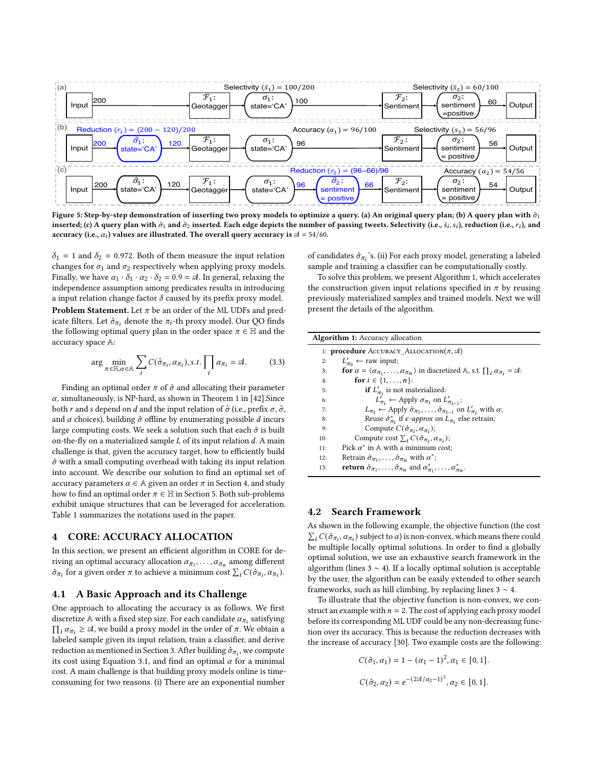Figure 5: Step-by-step demonstration of inserting two proxy models to optimize a query. (a) An original query plan; (b) A query plan with $\hat{\sigma}_1$ inserted; (c) A query plan with $\hat{\sigma}_1$ and $\hat{\sigma}_2$ inserted. Each edge depicts the number of passing tweets. Selectivity (i.e., $\bar{s}_i, s_i$), reduction (i.e., $r_i$), and accuracy (i.e., $\alpha_i$) values are illustrated. The overall query accuracy is $\mathcal{A} = 54/60$.

$\delta_1 = 1$ and $\delta_2 = 0.972$. Both of them measure the input relation changes for $\sigma_1$ and $\sigma_2$ respectively when applying proxy models. Finally, we have $\alpha_1 \cdot \delta_1 \cdot \alpha_2 \cdot \delta_2 = 0.9 = \mathcal{A}$. In general, relaxing the independence assumption among predicates results in introducing a input relation change factor $\delta$ caused by its prefix proxy model.

**Problem Statement.** Let $\pi$ be an order of the ML UDFs and predicate filters. Let $\hat{\sigma}_{\pi_i}$ denote the $\pi_i$-th proxy model. Our QO finds the following optimal query plan in the order space $\pi \in \mathbb{H}$ and the accuracy space $\mathbb{A}$:

$$\arg \min_{\pi \in \mathbb{H}, \alpha \in \mathbb{A}} \sum_i C(\hat{\sigma}_{\pi_i}, \alpha_{\pi_i}), s.t. \prod_i \alpha_{\pi_i} = \mathcal{A}. \tag{3.3}$$

Finding an optimal order $\pi$ of $\hat{\sigma}$ and allocating their parameter $\alpha$, simultaneously, is NP-hard, as shown in Theorem 1 in [42].Since both $r$ and $s$ depend on $d$ and the input relation of $\hat{\sigma}$ (i.e., prefix $\sigma$, $\hat{\sigma}$, and $\alpha$ choices), building $\hat{\sigma}$ offline by enumerating possible $d$ incurs large computing costs. We seek a solution such that each $\hat{\sigma}$ is built on-the-fly on a materialized sample $L$ of its input relation $d$. A main challenge is that, given the accuracy target, how to efficiently build $\hat{\sigma}$ with a small computing overhead with taking its input relation into account. We describe our solution to find an optimal set of accuracy parameters $\alpha \in \mathbb{A}$ given an order $\pi$ in Section 4, and study how to find an optimal order $\pi \in \mathbb{H}$ in Section 5. Both sub-problems exhibit unique structures that can be leveraged for acceleration. Table 1 summarizes the notations used in the paper.

## 4 CORE: ACCURACY ALLOCATION

In this section, we present an efficient algorithm in CORE for deriving an optimal accuracy allocation $\alpha_{\pi_1}, \ldots, \alpha_{\pi_n}$ among different $\hat{\sigma}_{\pi_i}$ for a given order $\pi$ to achieve a minimum cost $\sum_i C(\hat{\sigma}_{\pi_i}, \alpha_{\pi_i})$.

### 4.1 A Basic Approach and its Challenge

One approach to allocating the accuracy is as follows. We first discretize $\mathbb{A}$ with a fixed step size. For each candidate $\alpha_{\pi_i}$ satisfying $\prod_i \alpha_{\pi_i} \geq \mathcal{A}$, we build a proxy model in the order of $\pi$. We obtain a labeled sample given its input relation, train a classifier, and derive reduction as mentioned in Section 3. After building $\hat{\sigma}_{\pi_i}$, we compute its cost using Equation 3.1, and find an optimal $\alpha$ for a minimal cost. A main challenge is that building proxy models online is time-consuming for two reasons. (i) There are an exponential number of candidates $\hat{\sigma}_{\pi_i}$'s. (ii) For each proxy model, generating a labeled sample and training a classifier can be computationally costly.

To solve this problem, we present Algorithm 1, which accelerates the construction given input relations specified in $\pi$ by reusing previously materialized samples and trained models. Next we will present the details of the algorithm.

**Algorithm 1:** Accuracy allocation

```
1:  procedure ACCURACY_ALLOCATION(π, 𝒜)
2:      L'_{π_0} ← raw input;
3:      for α = ⟨α_{π_1}, ..., α_{π_n}⟩ in discretized 𝔸, s.t. ∏_i α_{π_i} = 𝒜:
4:          for i ∈ {1, ..., n}:
5:              if L'_{π_i} is not materialized:
6:                  L'_{π_i} ← Apply σ_{π_i} on L'_{π_{i-1}};
7:              L_{π_i} ← Apply σ̂_{π_1}, ..., σ̂_{π_{i-1}} on L'_{π_i} with α;
8:              Reuse σ̂*_{π_i} if ε-approx on L_{π_i} else retrain;
9:              Compute C(σ̂_{π_i}, α_{π_i});
10:         Compute cost ∑_i C(σ̂_{π_i}, α_{π_i});
11:     Pick α* in 𝔸 with a minimum cost;
12:     Retrain σ̂_{π_1}, ..., σ̂_{π_n} with α*;
13:     return σ̂_{π_1}, ..., σ̂_{π_n} and α*_{π_1}, ..., α*_{π_n}.
```

### 4.2 Search Framework

As shown in the following example, the objective function (the cost $\sum_i C(\hat{\sigma}_{\pi_i}, \alpha_{\pi_i})$ subject to $\alpha$) is non-convex, which means there could be multiple locally optimal solutions. In order to find a globally optimal solution, we use an exhaustive search framework in the algorithm (lines 3 ~ 4). If a locally optimal solution is acceptable by the user, the algorithm can be easily extended to other search frameworks, such as hill climbing, by replacing lines 3 ~ 4.

To illustrate that the objective function is non-convex, we construct an example with $n = 2$. The cost of applying each proxy model before its corresponding ML UDF could be any non-decreasing function over its accuracy. This is because the reduction decreases with the increase of accuracy [30]. Two example costs are the following:

$$C(\hat{\sigma}_1, \alpha_1) = 1 - (\alpha_1 - 1)^2, \alpha_1 \in [0, 1].$$

$$C(\hat{\sigma}_2, \alpha_2) = e^{-(2\mathcal{A}/\alpha_2 - 1)^3}, \alpha_2 \in [0, 1].$$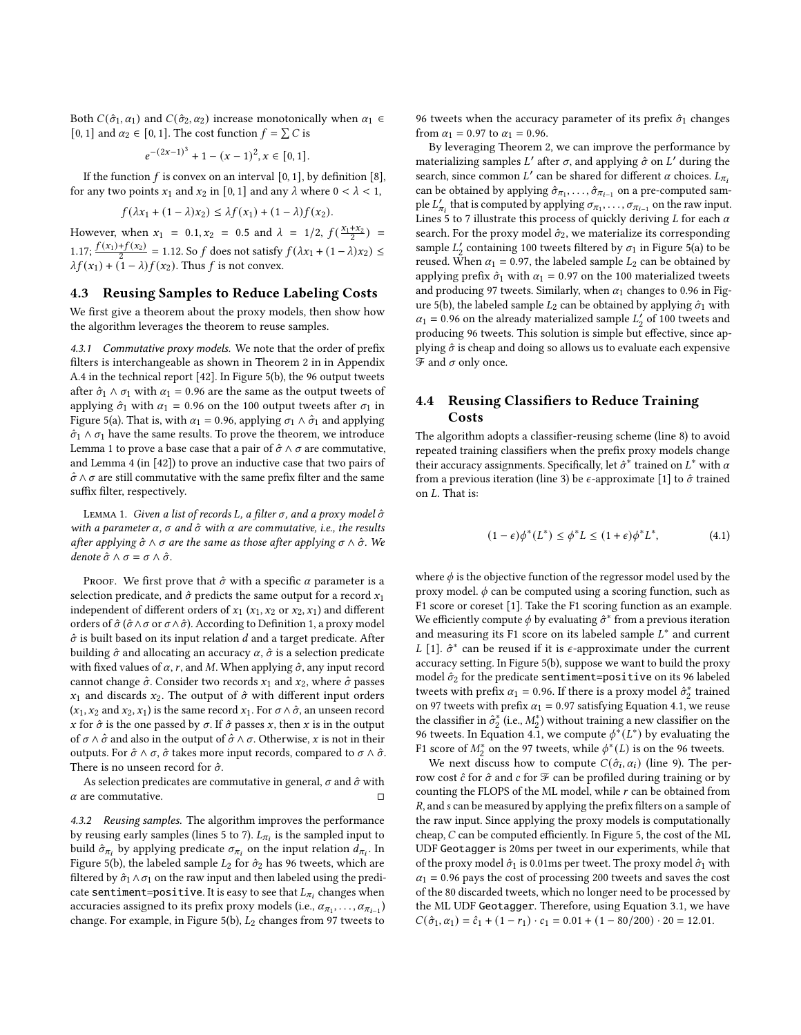Both $C(\hat{\sigma}_1, \alpha_1)$ and $C(\hat{\sigma}_2, \alpha_2)$ increase monotonically when $\alpha_1 \in [0, 1]$ and $\alpha_2 \in [0, 1]$. The cost function $f = \sum C$ is

$$e^{-(2x-1)^3} + 1 - (x-1)^2, x \in [0, 1].$$

If the function $f$ is convex on an interval $[0, 1]$, by definition [8], for any two points $x_1$ and $x_2$ in $[0, 1]$ and any $\lambda$ where $0 < \lambda < 1$,

$$f(\lambda x_1 + (1-\lambda)x_2) \leq \lambda f(x_1) + (1-\lambda) f(x_2).$$

However, when $x_1 = 0.1, x_2 = 0.5$ and $\lambda = 1/2$, $f(\frac{x_1+x_2}{2}) = 1.17$; $\frac{f(x_1)+f(x_2)}{2} = 1.12$. So $f$ does not satisfy $f(\lambda x_1 + (1-\lambda)x_2) \leq \lambda f(x_1) + (1-\lambda) f(x_2)$. Thus $f$ is not convex.

## 4.3 Reusing Samples to Reduce Labeling Costs

We first give a theorem about the proxy models, then show how the algorithm leverages the theorem to reuse samples.

*4.3.1 Commutative proxy models.* We note that the order of prefix filters is interchangeable as shown in Theorem 2 in in Appendix A.4 in the technical report [42]. In Figure 5(b), the 96 output tweets after $\hat{\sigma}_1 \wedge \sigma_1$ with $\alpha_1 = 0.96$ are the same as the output tweets of applying $\hat{\sigma}_1$ with $\alpha_1 = 0.96$ on the 100 output tweets after $\sigma_1$ in Figure 5(a). That is, with $\alpha_1 = 0.96$, applying $\sigma_1 \wedge \hat{\sigma}_1$ and applying $\hat{\sigma}_1 \wedge \sigma_1$ have the same results. To prove the theorem, we introduce Lemma 1 to prove a base case that a pair of $\hat{\sigma} \wedge \sigma$ are commutative, and Lemma 4 (in [42]) to prove an inductive case that two pairs of $\hat{\sigma} \wedge \sigma$ are still commutative with the same prefix filter and the same suffix filter, respectively.

Lemma 1. *Given a list of records $L$, a filter $\sigma$, and a proxy model $\hat{\sigma}$ with a parameter $\alpha$, $\sigma$ and $\hat{\sigma}$ with $\alpha$ are commutative, i.e., the results after applying $\hat{\sigma} \wedge \sigma$ are the same as those after applying $\sigma \wedge \hat{\sigma}$. We denote $\hat{\sigma} \wedge \sigma = \sigma \wedge \hat{\sigma}$.*

Proof. We first prove that $\hat{\sigma}$ with a specific $\alpha$ parameter is a selection predicate, and $\hat{\sigma}$ predicts the same output for a record $x_1$ independent of different orders of $x_1$ ($x_1, x_2$ or $x_2, x_1$) and different orders of $\hat{\sigma}$ ($\hat{\sigma} \wedge \sigma$ or $\sigma \wedge \hat{\sigma}$). According to Definition 1, a proxy model $\hat{\sigma}$ is built based on its input relation $d$ and a target predicate. After building $\hat{\sigma}$ and allocating an accuracy $\alpha$, $\hat{\sigma}$ is a selection predicate with fixed values of $\alpha$, $r$, and $M$. When applying $\hat{\sigma}$, any input record cannot change $\hat{\sigma}$. Consider two records $x_1$ and $x_2$, where $\hat{\sigma}$ passes $x_1$ and discards $x_2$. The output of $\hat{\sigma}$ with different input orders ($x_1, x_2$ and $x_2, x_1$) is the same record $x_1$. For $\sigma \wedge \hat{\sigma}$, an unseen record $x$ for $\hat{\sigma}$ is the one passed by $\sigma$. If $\hat{\sigma}$ passes $x$, then $x$ is in the output of $\sigma \wedge \hat{\sigma}$ and also in the output of $\hat{\sigma} \wedge \sigma$. Otherwise, $x$ is not in their outputs. For $\hat{\sigma} \wedge \sigma$, $\hat{\sigma}$ takes more input records, compared to $\sigma \wedge \hat{\sigma}$. There is no unseen record for $\hat{\sigma}$.

As selection predicates are commutative in general, $\sigma$ and $\hat{\sigma}$ with $\alpha$ are commutative. □

*4.3.2 Reusing samples.* The algorithm improves the performance by reusing early samples (lines 5 to 7). $L_{\pi_i}$ is the sampled input to build $\hat{\sigma}_{\pi_i}$ by applying predicate $\sigma_{\pi_i}$ on the input relation $d_{\pi_i}$. In Figure 5(b), the labeled sample $L_2$ for $\hat{\sigma}_2$ has 96 tweets, which are filtered by $\hat{\sigma}_1 \wedge \sigma_1$ on the raw input and then labeled using the predicate `sentiment=positive`. It is easy to see that $L_{\pi_i}$ changes when accuracies assigned to its prefix proxy models (i.e., $\alpha_{\pi_1}, \ldots, \alpha_{\pi_{i-1}}$) change. For example, in Figure 5(b), $L_2$ changes from 97 tweets to 96 tweets when the accuracy parameter of its prefix $\hat{\sigma}_1$ changes from $\alpha_1 = 0.97$ to $\alpha_1 = 0.96$.

By leveraging Theorem 2, we can improve the performance by materializing samples $L'$ after $\sigma$, and applying $\hat{\sigma}$ on $L'$ during the search, since common $L'$ can be shared for different $\alpha$ choices. $L_{\pi_i}$ can be obtained by applying $\hat{\sigma}_{\pi_1}, \ldots, \hat{\sigma}_{\pi_{i-1}}$ on a pre-computed sample $L'_{\pi_i}$ that is computed by applying $\sigma_{\pi_1}, \ldots, \sigma_{\pi_{i-1}}$ on the raw input. Lines 5 to 7 illustrate this process of quickly deriving $L$ for each $\alpha$ search. For the proxy model $\hat{\sigma}_2$, we materialize its corresponding sample $L'_2$ containing 100 tweets filtered by $\sigma_1$ in Figure 5(a) to be reused. When $\alpha_1 = 0.97$, the labeled sample $L_2$ can be obtained by applying prefix $\hat{\sigma}_1$ with $\alpha_1 = 0.97$ on the 100 materialized tweets and producing 97 tweets. Similarly, when $\alpha_1$ changes to 0.96 in Figure 5(b), the labeled sample $L_2$ can be obtained by applying $\hat{\sigma}_1$ with $\alpha_1 = 0.96$ on the already materialized sample $L'_2$ of 100 tweets and producing 96 tweets. This solution is simple but effective, since applying $\hat{\sigma}$ is cheap and doing so allows us to evaluate each expensive $\mathcal{F}$ and $\sigma$ only once.

## 4.4 Reusing Classifiers to Reduce Training Costs

The algorithm adopts a classifier-reusing scheme (line 8) to avoid repeated training classifiers when the prefix proxy models change their accuracy assignments. Specifically, let $\hat{\sigma}^*$ trained on $L^*$ with $\alpha$ from a previous iteration (line 3) be $\epsilon$-approximate [1] to $\hat{\sigma}$ trained on $L$. That is:

$$(1-\epsilon)\phi^*(L^*) \leq \phi^* L \leq (1+\epsilon)\phi^* L^*, \tag{4.1}$$

where $\phi$ is the objective function of the regressor model used by the proxy model. $\phi$ can be computed using a scoring function, such as F1 score or coreset [1]. Take the F1 scoring function as an example. We efficiently compute $\phi$ by evaluating $\hat{\sigma}^*$ from a previous iteration and measuring its F1 score on its labeled sample $L^*$ and current $L$ [1]. $\hat{\sigma}^*$ can be reused if it is $\epsilon$-approximate under the current accuracy setting. In Figure 5(b), suppose we want to build the proxy model $\hat{\sigma}_2$ for the predicate `sentiment=positive` on its 96 labeled tweets with prefix $\alpha_1 = 0.96$. If there is a proxy model $\hat{\sigma}^*_2$ trained on 97 tweets with prefix $\alpha_1 = 0.97$ satisfying Equation 4.1, we reuse the classifier in $\hat{\sigma}^*_2$ (i.e., $M^*_2$) without training a new classifier on the 96 tweets. In Equation 4.1, we compute $\phi^*(L^*)$ by evaluating the F1 score of $M^*_2$ on the 97 tweets, while $\phi^*(L)$ is on the 96 tweets.

We next discuss how to compute $C(\hat{\sigma}_i, \alpha_i)$ (line 9). The per-row cost $\hat{c}$ for $\hat{\sigma}$ and $c$ for $\mathcal{F}$ can be profiled during training or by counting the FLOPS of the ML model, while $r$ can be obtained from $R$, and $s$ can be measured by applying the prefix filters on a sample of the raw input. Since applying the proxy models is computationally cheap, $C$ can be computed efficiently. In Figure 5, the cost of the ML UDF `Geotagger` is 20ms per tweet in our experiments, while that of the proxy model $\hat{\sigma}_1$ is 0.01ms per tweet. The proxy model $\hat{\sigma}_1$ with $\alpha_1 = 0.96$ pays the cost of processing 200 tweets and saves the cost of the 80 discarded tweets, which no longer need to be processed by the ML UDF `Geotagger`. Therefore, using Equation 3.1, we have $C(\hat{\sigma}_1, \alpha_1) = \hat{c}_1 + (1 - r_1) \cdot c_1 = 0.01 + (1 - 80/200) \cdot 20 = 12.01$.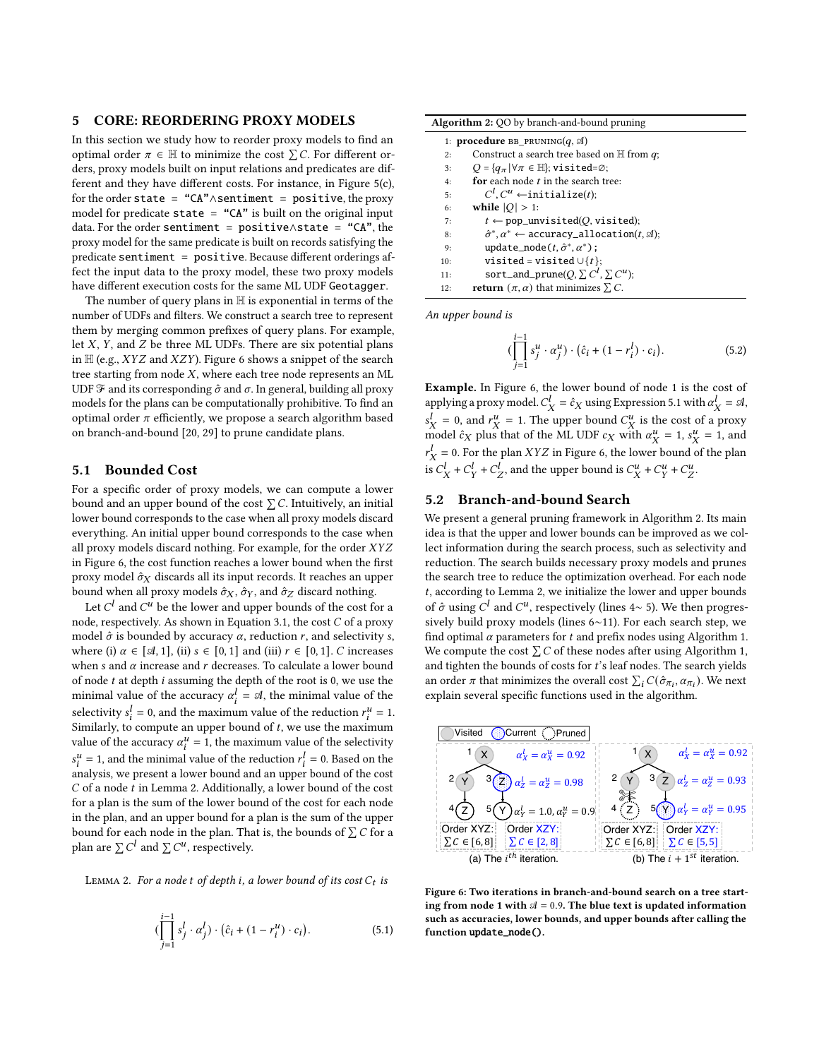## 5 CORE: REORDERING PROXY MODELS

In this section we study how to reorder proxy models to find an optimal order $\pi \in \mathbb{H}$ to minimize the cost $\sum C$. For different orders, proxy models built on input relations and predicates are different and they have different costs. For instance, in Figure 5(c), for the order `state = "CA"∧sentiment = positive`, the proxy model for predicate `state = "CA"` is built on the original input data. For the order `sentiment = positive∧state = "CA"`, the proxy model for the same predicate is built on records satisfying the predicate `sentiment = positive`. Because different orderings affect the input data to the proxy model, these two proxy models have different execution costs for the same ML UDF `Geotagger`.

The number of query plans in $\mathbb{H}$ is exponential in terms of the number of UDFs and filters. We construct a search tree to represent them by merging common prefixes of query plans. For example, let $X$, $Y$, and $Z$ be three ML UDFs. There are six potential plans in $\mathbb{H}$ (e.g., $XYZ$ and $XZY$). Figure 6 shows a snippet of the search tree starting from node $X$, where each tree node represents an ML UDF $\mathcal{F}$ and its corresponding $\hat{\sigma}$ and $\sigma$. In general, building all proxy models for the plans can be computationally prohibitive. To find an optimal order $\pi$ efficiently, we propose a search algorithm based on branch-and-bound [20, 29] to prune candidate plans.

### 5.1 Bounded Cost

For a specific order of proxy models, we can compute a lower bound and an upper bound of the cost $\sum C$. Intuitively, an initial lower bound corresponds to the case when all proxy models discard everything. An initial upper bound corresponds to the case when all proxy models discard nothing. For example, for the order $XYZ$ in Figure 6, the cost function reaches a lower bound when the first proxy model $\hat{\sigma}_X$ discards all its input records. It reaches an upper bound when all proxy models $\hat{\sigma}_X$, $\hat{\sigma}_Y$, and $\hat{\sigma}_Z$ discard nothing.

Let $C^l$ and $C^u$ be the lower and upper bounds of the cost for a node, respectively. As shown in Equation 3.1, the cost $C$ of a proxy model $\hat{\sigma}$ is bounded by accuracy $\alpha$, reduction $r$, and selectivity $s$, where (i) $\alpha \in [\mathcal{A}, 1]$, (ii) $s \in [0, 1]$ and (iii) $r \in [0, 1]$. $C$ increases when $s$ and $\alpha$ increase and $r$ decreases. To calculate a lower bound of node $t$ at depth $i$ assuming the depth of the root is 0, we use the minimal value of the accuracy $\alpha_i^l = \mathcal{A}$, the minimal value of the selectivity $s_i^l = 0$, and the maximum value of the reduction $r_i^u = 1$. Similarly, to compute an upper bound of $t$, we use the maximum value of the accuracy $\alpha_i^u = 1$, the maximum value of the selectivity $s_i^u = 1$, and the minimal value of the reduction $r_i^l = 0$. Based on the analysis, we present a lower bound and an upper bound of the cost $C$ of a node $t$ in Lemma 2. Additionally, a lower bound of the cost for a plan is the sum of the lower bound of the cost for each node in the plan, and an upper bound for a plan is the sum of the upper bound for each node in the plan. That is, the bounds of $\sum C$ for a plan are $\sum C^l$ and $\sum C^u$, respectively.

Lemma 2. *For a node $t$ of depth $i$, a lower bound of its cost $C_t$ is*

$$(\prod_{j=1}^{i-1} s_j^l \cdot \alpha_j^l) \cdot (\hat{c}_i + (1 - r_i^u) \cdot c_i). \tag{5.1}$$

*An upper bound is*

$$(\prod_{j=1}^{i-1} s_j^u \cdot \alpha_j^u) \cdot (\hat{c}_i + (1 - r_i^l) \cdot c_i). \tag{5.2}$$

**Example.** In Figure 6, the lower bound of node 1 is the cost of applying a proxy model. $C_X^l = \hat{c}_X$ using Expression 5.1 with $\alpha_X^l = \mathcal{A}$, $s_X^l = 0$, and $r_X^u = 1$. The upper bound $C_X^u$ is the cost of a proxy model $\hat{c}_X$ plus that of the ML UDF $c_X$ with $\alpha_X^u = 1$, $s_X^u = 1$, and $r_X^l = 0$. For the plan $XYZ$ in Figure 6, the lower bound of the plan is $C_X^l + C_Y^l + C_Z^l$, and the upper bound is $C_X^u + C_Y^u + C_Z^u$.

**Algorithm 2:** QO by branch-and-bound pruning

```
1:  procedure BB_PRUNING(q, A)
2:      Construct a search tree based on H from q;
3:      Q = {q_π | ∀π ∈ H}; visited=∅;
4:      for each node t in the search tree:
5:          C^l, C^u ← initialize(t);
6:      while |Q| > 1:
7:          t ← pop_unvisited(Q, visited);
8:          σ̂*, α* ← accuracy_allocation(t, A);
9:          update_node(t, σ̂*, α*);
10:         visited = visited ∪ {t};
11:         sort_and_prune(Q, ∑C^l, ∑C^u);
12:     return (π, α) that minimizes ∑C.
```

### 5.2 Branch-and-bound Search

We present a general pruning framework in Algorithm 2. Its main idea is that the upper and lower bounds can be improved as we collect information during the search process, such as selectivity and reduction. The search builds necessary proxy models and prunes the search tree to reduce the optimization overhead. For each node $t$, according to Lemma 2, we initialize the lower and upper bounds of $\hat{\sigma}$ using $C^l$ and $C^u$, respectively (lines 4∼ 5). We then progressively build proxy models (lines 6∼11). For each search step, we find optimal $\alpha$ parameters for $t$ and prefix nodes using Algorithm 1. We compute the cost $\sum C$ of these nodes after using Algorithm 1, and tighten the bounds of costs for $t$'s leaf nodes. The search yields an order $\pi$ that minimizes the overall cost $\sum_i C(\hat{\sigma}_{\pi_i}, \alpha_{\pi_i})$. We next explain several specific functions used in the algorithm.

Figure 6: Two iterations in branch-and-bound search on a tree starting from node 1 with $\mathcal{A} = 0.9$. The blue text is updated information such as accuracies, lower bounds, and upper bounds after calling the function `update_node()`.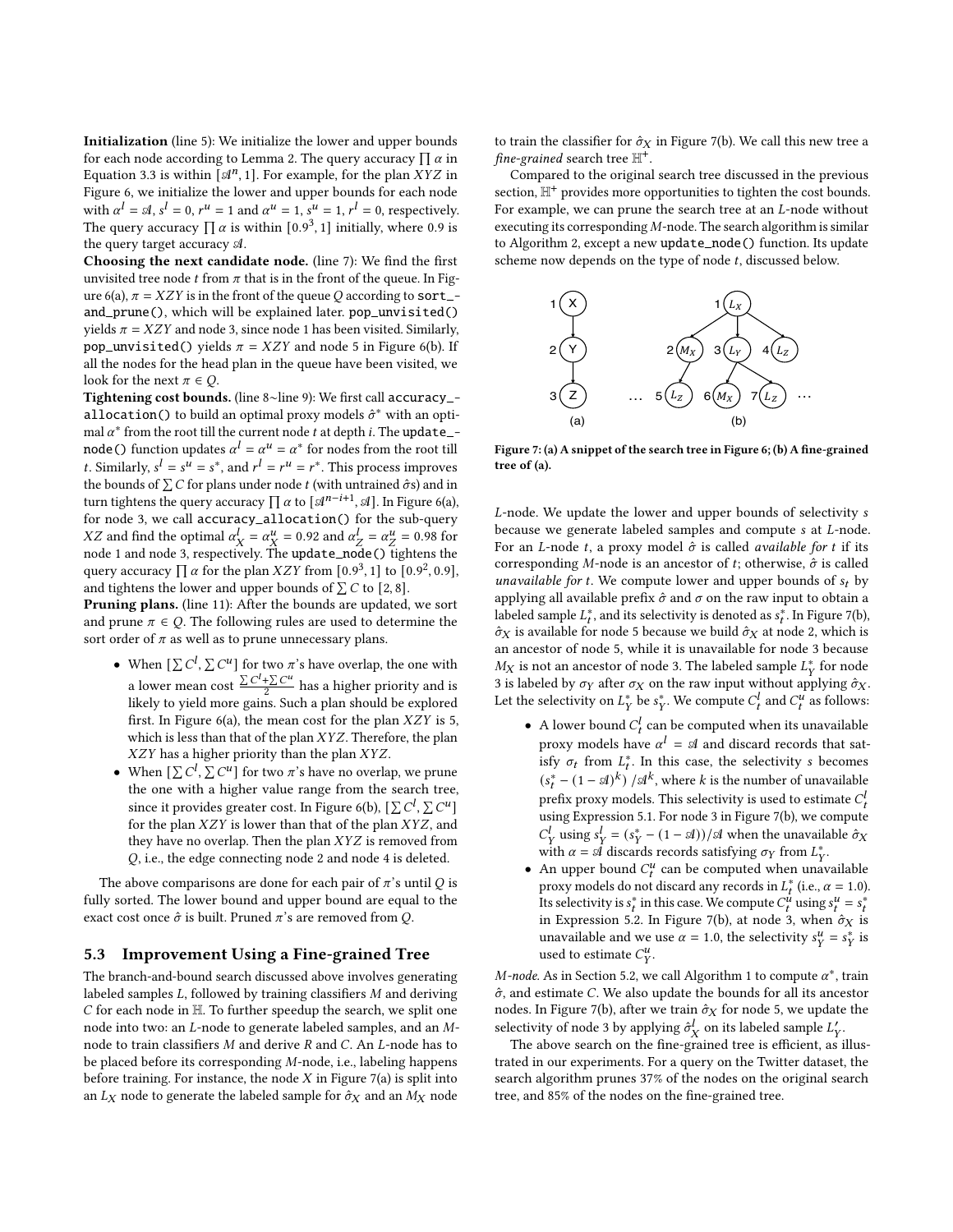**Initialization** (line 5): We initialize the lower and upper bounds for each node according to Lemma 2. The query accuracy $\prod \alpha$ in Equation 3.3 is within $[\mathscr{A}^n, 1]$. For example, for the plan $XYZ$ in Figure 6, we initialize the lower and upper bounds for each node with $\alpha^l = \mathscr{A}$, $s^l = 0$, $r^u = 1$ and $\alpha^u = 1$, $s^u = 1$, $r^l = 0$, respectively. The query accuracy $\prod \alpha$ is within $[0.9^3, 1]$ initially, where 0.9 is the query target accuracy $\mathscr{A}$.

**Choosing the next candidate node.** (line 7): We find the first unvisited tree node $t$ from $\pi$ that is in the front of the queue. In Figure 6(a), $\pi = XZY$ is in the front of the queue $Q$ according to `sort_and_prune()`, which will be explained later. `pop_unvisited()` yields $\pi = XZY$ and node 3, since node 1 has been visited. Similarly, `pop_unvisited()` yields $\pi = XZY$ and node 5 in Figure 6(b). If all the nodes for the head plan in the queue have been visited, we look for the next $\pi \in Q$.

**Tightening cost bounds.** (line 8~line 9): We first call `accuracy_allocation()` to build an optimal proxy models $\hat{\sigma}^*$ with an optimal $\alpha^*$ from the root till the current node $t$ at depth $i$. The `update_node()` function updates $\alpha^l = \alpha^u = \alpha^*$ for nodes from the root till $t$. Similarly, $s^l = s^u = s^*$, and $r^l = r^u = r^*$. This process improves the bounds of $\sum C$ for plans under node $t$ (with untrained $\hat{\sigma}$s) and in turn tightens the query accuracy $\prod \alpha$ to $[\mathscr{A}^{n-i+1}, \mathscr{A}]$. In Figure 6(a), for node 3, we call `accuracy_allocation()` for the sub-query $XZ$ and find the optimal $\alpha^l_X = \alpha^u_X = 0.92$ and $\alpha^l_Z = \alpha^u_Z = 0.98$ for node 1 and node 3, respectively. The `update_node()` tightens the query accuracy $\prod \alpha$ for the plan $XYZ$ from $[0.9^3, 1]$ to $[0.9^2, 0.9]$, and tightens the lower and upper bounds of $\sum C$ to $[2, 8]$.

**Pruning plans.** (line 11): After the bounds are updated, we sort and prune $\pi \in Q$. The following rules are used to determine the sort order of $\pi$ as well as to prune unnecessary plans.

- When $[\sum C^l, \sum C^u]$ for two $\pi$'s have overlap, the one with a lower mean cost $\frac{\sum C^l + \sum C^u}{2}$ has a higher priority and is likely to yield more gains. Such a plan should be explored first. In Figure 6(a), the mean cost for the plan $XZY$ is 5, which is less than that of the plan $XYZ$. Therefore, the plan $XZY$ has a higher priority than the plan $XYZ$.
- When $[\sum C^l, \sum C^u]$ for two $\pi$'s have no overlap, we prune the one with a higher value range from the search tree, since it provides greater cost. In Figure 6(b), $[\sum C^l, \sum C^u]$ for the plan $XZY$ is lower than that of the plan $XYZ$, and they have no overlap. Then the plan $XYZ$ is removed from $Q$, i.e., the edge connecting node 2 and node 4 is deleted.

The above comparisons are done for each pair of $\pi$'s until $Q$ is fully sorted. The lower bound and upper bound are equal to the exact cost once $\hat{\sigma}$ is built. Pruned $\pi$'s are removed from $Q$.

### 5.3 Improvement Using a Fine-grained Tree

The branch-and-bound search discussed above involves generating labeled samples $L$, followed by training classifiers $M$ and deriving $C$ for each node in $\mathbb{H}$. To further speedup the search, we split one node into two: an $L$-node to generate labeled samples, and an $M$-node to train classifiers $M$ and derive $R$ and $C$. An $L$-node has to be placed before its corresponding $M$-node, i.e., labeling happens before training. For instance, the node $X$ in Figure 7(a) is split into an $L_X$ node to generate the labeled sample for $\hat{\sigma}_X$ and an $M_X$ node to train the classifier for $\hat{\sigma}_X$ in Figure 7(b). We call this new tree a *fine-grained* search tree $\mathbb{H}^+$.

Compared to the original search tree discussed in the previous section, $\mathbb{H}^+$ provides more opportunities to tighten the cost bounds. For example, we can prune the search tree at an $L$-node without executing its corresponding $M$-node. The search algorithm is similar to Algorithm 2, except a new `update_node()` function. Its update scheme now depends on the type of node $t$, discussed below.

Figure 7: (a) A snippet of the search tree in Figure 6; (b) A fine-grained tree of (a).

*L-node.* We update the lower and upper bounds of selectivity $s$ because we generate labeled samples and compute $s$ at $L$-node. For an $L$-node $t$, a proxy model $\hat{\sigma}$ is called *available for t* if its corresponding $M$-node is an ancestor of $t$; otherwise, $\hat{\sigma}$ is called *unavailable for t*. We compute lower and upper bounds of $s_t$ by applying all available prefix $\hat{\sigma}$ and $\sigma$ on the raw input to obtain a labeled sample $L^*_t$, and its selectivity is denoted as $s^*_t$. In Figure 7(b), $\hat{\sigma}_X$ is available for node 5 because we build $\hat{\sigma}_X$ at node 2, which is an ancestor of node 5, while it is unavailable for node 3 because $M_X$ is not an ancestor of node 3. The labeled sample $L^*_Y$ for node 3 is labeled by $\sigma_Y$ after $\sigma_X$ on the raw input without applying $\hat{\sigma}_X$. Let the selectivity on $L^*_Y$ be $s^*_Y$. We compute $C^l_t$ and $C^u_t$ as follows:

- A lower bound $C^l_t$ can be computed when its unavailable proxy models have $\alpha^l = \mathscr{A}$ and discard records that satisfy $\sigma_t$ from $L^*_t$. In this case, the selectivity $s$ becomes $(s^*_t - (1 - \mathscr{A})^k) / \mathscr{A}^k$, where $k$ is the number of unavailable prefix proxy models. This selectivity is used to estimate $C^l_t$ using Expression 5.1. For node 3 in Figure 7(b), we compute $C^l_Y$ using $s^l_Y = (s^*_Y - (1 - \mathscr{A}))/\mathscr{A}$ when the unavailable $\hat{\sigma}_X$ with $\alpha = \mathscr{A}$ discards records satisfying $\sigma_Y$ from $L^*_Y$.
- An upper bound $C^u_t$ can be computed when unavailable proxy models do not discard any records in $L^*_t$ (i.e., $\alpha = 1.0$). Its selectivity is $s^*_t$ in this case. We compute $C^u_t$ using $s^u_t = s^*_t$ in Expression 5.2. In Figure 7(b), at node 3, when $\hat{\sigma}_X$ is unavailable and we use $\alpha = 1.0$, the selectivity $s^u_Y = s^*_Y$ is used to estimate $C^u_Y$.

*M-node.* As in Section 5.2, we call Algorithm 1 to compute $\alpha^*$, train $\hat{\sigma}$, and estimate $C$. We also update the bounds for all its ancestor nodes. In Figure 7(b), after we train $\hat{\sigma}_X$ for node 5, we update the selectivity of node 3 by applying $\hat{\sigma}^l_X$ on its labeled sample $L'_Y$.

The above search on the fine-grained tree is efficient, as illustrated in our experiments. For a query on the Twitter dataset, the search algorithm prunes 37% of the nodes on the original search tree, and 85% of the nodes on the fine-grained tree.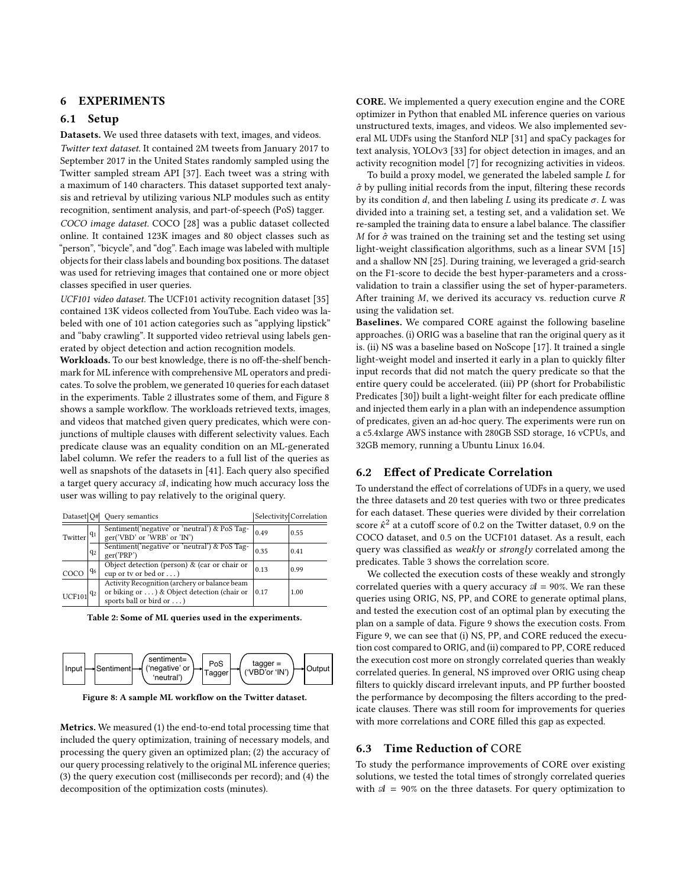## 6 EXPERIMENTS

### 6.1 Setup

**Datasets.** We used three datasets with text, images, and videos.

*Twitter text dataset.* It contained 2M tweets from January 2017 to September 2017 in the United States randomly sampled using the Twitter sampled stream API [37]. Each tweet was a string with a maximum of 140 characters. This dataset supported text analysis and retrieval by utilizing various NLP modules such as entity recognition, sentiment analysis, and part-of-speech (PoS) tagger.

*COCO image dataset.* COCO [28] was a public dataset collected online. It contained 123K images and 80 object classes such as "person", "bicycle", and "dog". Each image was labeled with multiple objects for their class labels and bounding box positions. The dataset was used for retrieving images that contained one or more object classes specified in user queries.

*UCF101 video dataset.* The UCF101 activity recognition dataset [35] contained 13K videos collected from YouTube. Each video was labeled with one of 101 action categories such as "applying lipstick" and "baby crawling". It supported video retrieval using labels generated by object detection and action recognition models.

**Workloads.** To our best knowledge, there is no off-the-shelf benchmark for ML inference with comprehensive ML operators and predicates. To solve the problem, we generated 10 queries for each dataset in the experiments. Table 2 illustrates some of them, and Figure 8 shows a sample workflow. The workloads retrieved texts, images, and videos that matched given query predicates, which were conjunctions of multiple clauses with different selectivity values. Each predicate clause was an equality condition on an ML-generated label column. We refer the readers to a full list of the queries as well as snapshots of the datasets in [41]. Each query also specified a target query accuracy $\mathscr{A}$, indicating how much accuracy loss the user was willing to pay relatively to the original query.

| Dataset | Q# | Query semantics | Selectivity | Correlation |
|---|---|---|---|---|
| Twitter | $q_1$ | Sentiment('negative' or 'neutral') & PoS Tagger('VBD' or 'WRB' or 'IN') | 0.49 | 0.55 |
| | $q_2$ | Sentiment('negative' or 'neutral') & PoS Tagger('PRP') | 0.35 | 0.41 |
| COCO | $q_6$ | Object detection (person) & (car or chair or cup or tv or bed or ...) | 0.13 | 0.99 |
| UCF101 | $q_2$ | Activity Recognition (archery or balance beam or biking or ...) & Object detection (chair or sports ball or bird or ...) | 0.17 | 1.00 |

**Table 2: Some of ML queries used in the experiments.**

Input → Sentiment → sentiment= ('negative' or 'neutral') → PoS Tagger → tagger = ('VBD'or 'IN') → Output

**Figure 8: A sample ML workflow on the Twitter dataset.**

**Metrics.** We measured (1) the end-to-end total processing time that included the query optimization, training of necessary models, and processing the query given an optimized plan; (2) the accuracy of our query processing relatively to the original ML inference queries; (3) the query execution cost (milliseconds per record); and (4) the decomposition of the optimization costs (minutes).

**CORE.** We implemented a query execution engine and the CORE optimizer in Python that enabled ML inference queries on various unstructured texts, images, and videos. We also implemented several ML UDFs using the Stanford NLP [31] and spaCy packages for text analysis, YOLOv3 [33] for object detection in images, and an activity recognition model [7] for recognizing activities in videos.

To build a proxy model, we generated the labeled sample $L$ for $\hat{\sigma}$ by pulling initial records from the input, filtering these records by its condition $d$, and then labeling $L$ using its predicate $\sigma$. $L$ was divided into a training set, a testing set, and a validation set. We re-sampled the training data to ensure a label balance. The classifier $M$ for $\hat{\sigma}$ was trained on the training set and the testing set using light-weight classification algorithms, such as a linear SVM [15] and a shallow NN [25]. During training, we leveraged a grid-search on the F1-score to decide the best hyper-parameters and a cross-validation to train a classifier using the set of hyper-parameters. After training $M$, we derived its accuracy vs. reduction curve $R$ using the validation set.

**Baselines.** We compared CORE against the following baseline approaches. (i) ORIG was a baseline that ran the original query as it is. (ii) NS was a baseline based on NoScope [17]. It trained a single light-weight model and inserted it early in a plan to quickly filter input records that did not match the query predicate so that the entire query could be accelerated. (iii) PP (short for Probabilistic Predicates [30]) built a light-weight filter for each predicate offline and injected them early in a plan with an independence assumption of predicates, given an ad-hoc query. The experiments were run on a c5.4xlarge AWS instance with 280GB SSD storage, 16 vCPUs, and 32GB memory, running a Ubuntu Linux 16.04.

### 6.2 Effect of Predicate Correlation

To understand the effect of correlations of UDFs in a query, we used the three datasets and 20 test queries with two or three predicates for each dataset. These queries were divided by their correlation score $\hat{\kappa}^2$ at a cutoff score of 0.2 on the Twitter dataset, 0.9 on the COCO dataset, and 0.5 on the UCF101 dataset. As a result, each query was classified as *weakly* or *strongly* correlated among the predicates. Table 3 shows the correlation score.

We collected the execution costs of these weakly and strongly correlated queries with a query accuracy $\mathscr{A} = 90\%$. We ran these queries using ORIG, NS, PP, and CORE to generate optimal plans, and tested the execution cost of an optimal plan by executing the plan on a sample of data. Figure 9 shows the execution costs. From Figure 9, we can see that (i) NS, PP, and CORE reduced the execution cost compared to ORIG, and (ii) compared to PP, CORE reduced the execution cost more on strongly correlated queries than weakly correlated queries. In general, NS improved over ORIG using cheap filters to quickly discard irrelevant inputs, and PP further boosted the performance by decomposing the filters according to the predicate clauses. There was still room for improvements for queries with more correlations and CORE filled this gap as expected.

### 6.3 Time Reduction of CORE

To study the performance improvements of CORE over existing solutions, we tested the total times of strongly correlated queries with $\mathscr{A} = 90\%$ on the three datasets. For query optimization to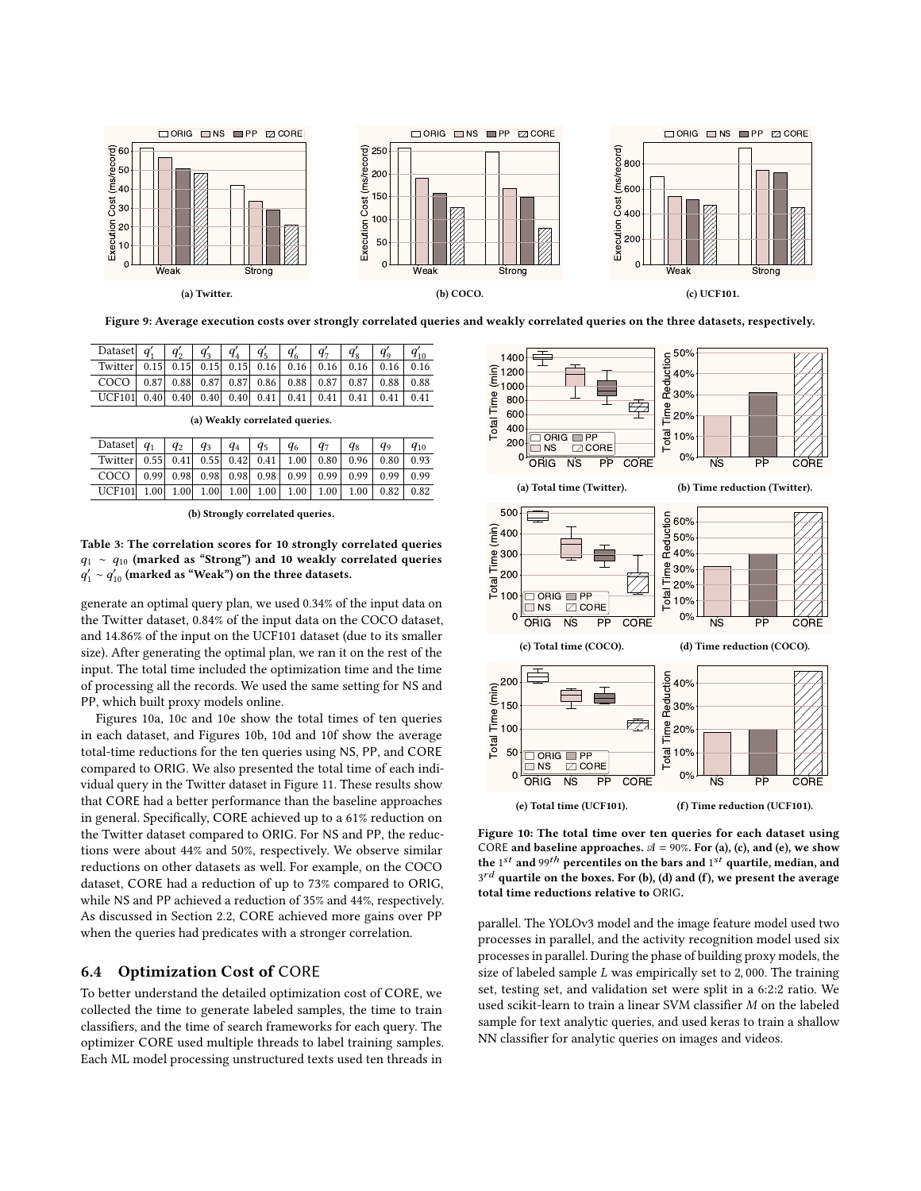(a) Twitter.

(b) COCO.

(c) UCF101.

**Figure 9: Average execution costs over strongly correlated queries and weakly correlated queries on the three datasets, respectively.**

| Dataset | $q'_1$ | $q'_2$ | $q'_3$ | $q'_4$ | $q'_5$ | $q'_6$ | $q'_7$ | $q'_8$ | $q'_9$ | $q'_{10}$ |
|---|---|---|---|---|---|---|---|---|---|---|
| Twitter | 0.15 | 0.15 | 0.15 | 0.15 | 0.16 | 0.16 | 0.16 | 0.16 | 0.16 | 0.16 |
| COCO | 0.87 | 0.88 | 0.87 | 0.87 | 0.86 | 0.88 | 0.87 | 0.87 | 0.88 | 0.88 |
| UCF101 | 0.40 | 0.40 | 0.40 | 0.40 | 0.41 | 0.41 | 0.41 | 0.41 | 0.41 | 0.41 |

(a) Weakly correlated queries.

| Dataset | $q_1$ | $q_2$ | $q_3$ | $q_4$ | $q_5$ | $q_6$ | $q_7$ | $q_8$ | $q_9$ | $q_{10}$ |
|---|---|---|---|---|---|---|---|---|---|---|
| Twitter | 0.55 | 0.41 | 0.55 | 0.42 | 0.41 | 1.00 | 0.80 | 0.96 | 0.80 | 0.93 |
| COCO | 0.99 | 0.98 | 0.98 | 0.98 | 0.98 | 0.99 | 0.99 | 0.99 | 0.99 | 0.99 |
| UCF101 | 1.00 | 1.00 | 1.00 | 1.00 | 1.00 | 1.00 | 1.00 | 1.00 | 0.82 | 0.82 |

(b) Strongly correlated queries.

**Table 3: The correlation scores for 10 strongly correlated queries $q_1 \sim q_{10}$ (marked as "Strong") and 10 weakly correlated queries $q'_1 \sim q'_{10}$ (marked as "Weak") on the three datasets.**

generate an optimal query plan, we used 0.34% of the input data on the Twitter dataset, 0.84% of the input data on the COCO dataset, and 14.86% of the input on the UCF101 dataset (due to its smaller size). After generating the optimal plan, we ran it on the rest of the input. The total time included the optimization time and the time of processing all the records. We used the same setting for NS and PP, which built proxy models online.

Figures 10a, 10c and 10e show the total times of ten queries in each dataset, and Figures 10b, 10d and 10f show the average total-time reductions for the ten queries using NS, PP, and CORE compared to ORIG. We also presented the total time of each individual query in the Twitter dataset in Figure 11. These results show that CORE had a better performance than the baseline approaches in general. Specifically, CORE achieved up to a 61% reduction on the Twitter dataset compared to ORIG. For NS and PP, the reductions were about 44% and 50%, respectively. We observe similar reductions on other datasets as well. For example, on the COCO dataset, CORE had a reduction of up to 73% compared to ORIG, while NS and PP achieved a reduction of 35% and 44%, respectively. As discussed in Section 2.2, CORE achieved more gains over PP when the queries had predicates with a stronger correlation.

## 6.4 Optimization Cost of CORE

To better understand the detailed optimization cost of CORE, we collected the time to generate labeled samples, the time to train classifiers, and the time of search frameworks for each query. The optimizer CORE used multiple threads to label training samples. Each ML model processing unstructured texts used ten threads in parallel. The YOLOv3 model and the image feature model used two processes in parallel, and the activity recognition model used six processes in parallel. During the phase of building proxy models, the size of labeled sample $L$ was empirically set to 2,000. The training set, testing set, and validation set were split in a 6:2:2 ratio. We used scikit-learn to train a linear SVM classifier $M$ on the labeled sample for text analytic queries, and used keras to train a shallow NN classifier for analytic queries on images and videos.

(a) Total time (Twitter).

(b) Time reduction (Twitter).

(c) Total time (COCO).

(d) Time reduction (COCO).

(e) Total time (UCF101).

(f) Time reduction (UCF101).

**Figure 10: The total time over ten queries for each dataset using CORE and baseline approaches. $\mathcal{A} = 90\%$. For (a), (c), and (e), we show the $1^{st}$ and $99^{th}$ percentiles on the bars and $1^{st}$ quartile, median, and $3^{rd}$ quartile on the boxes. For (b), (d) and (f), we present the average total time reductions relative to ORIG.**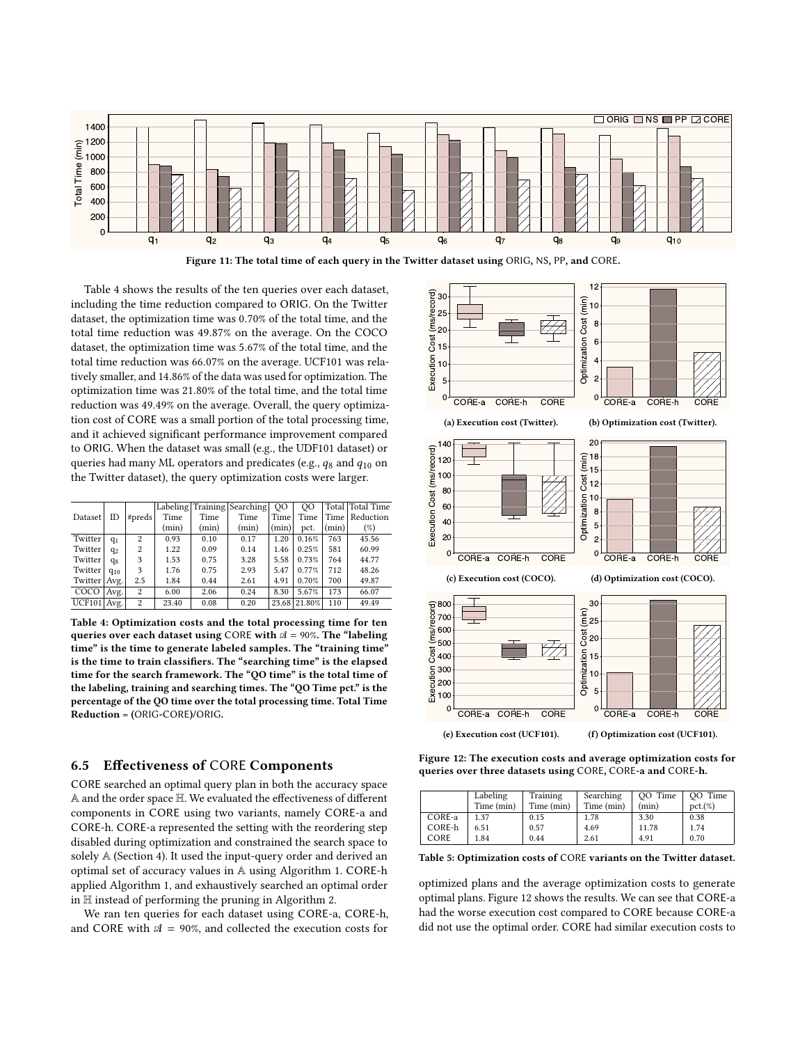Figure 11: The total time of each query in the Twitter dataset using ORIG, NS, PP, and CORE.

Table 4 shows the results of the ten queries over each dataset, including the time reduction compared to ORIG. On the Twitter dataset, the optimization time was 0.70% of the total time, and the total time reduction was 49.87% on the average. On the COCO dataset, the optimization time was 5.67% of the total time, and the total time reduction was 66.07% on the average. UCF101 was relatively smaller, and 14.86% of the data was used for optimization. The optimization time was 21.80% of the total time, and the total time reduction was 49.49% on the average. Overall, the query optimization cost of CORE was a small portion of the total processing time, and it achieved significant performance improvement compared to ORIG. When the dataset was small (e.g., the UDF101 dataset) or queries had many ML operators and predicates (e.g., $q_8$ and $q_{10}$ on the Twitter dataset), the query optimization costs were larger.

| Dataset | ID | #preds | Labeling Time (min) | Training Time (min) | Searching Time (min) | QO Time (min) | QO Time pct. | Total Time (min) | Total Time Reduction (%) |
|---|---|---|---|---|---|---|---|---|---|
| Twitter | $q_1$ | 2 | 0.93 | 0.10 | 0.17 | 1.20 | 0.16% | 763 | 45.56 |
| Twitter | $q_2$ | 2 | 1.22 | 0.09 | 0.14 | 1.46 | 0.25% | 581 | 60.99 |
| Twitter | $q_8$ | 3 | 1.53 | 0.75 | 3.28 | 5.58 | 0.73% | 764 | 44.77 |
| Twitter | $q_{10}$ | 3 | 1.76 | 0.75 | 2.93 | 5.47 | 0.77% | 712 | 48.26 |
| Twitter | Avg. | 2.5 | 1.84 | 0.44 | 2.61 | 4.91 | 0.70% | 700 | 49.87 |
| COCO | Avg. | 2 | 6.00 | 2.06 | 0.24 | 8.30 | 5.67% | 173 | 66.07 |
| UCF101 | Avg. | 2 | 23.40 | 0.08 | 0.20 | 23.68 | 21.80% | 110 | 49.49 |

**Table 4: Optimization costs and the total processing time for ten queries over each dataset using CORE with $\mathscr{A}$ = 90%. The "labeling time" is the time to generate labeled samples. The "training time" is the time to train classifiers. The "searching time" is the elapsed time for the search framework. The "QO time" is the total time of the labeling, training and searching times. The "QO Time pct." is the percentage of the QO time over the total processing time. Total Time Reduction = (ORIG-CORE)/ORIG.**

## 6.5 Effectiveness of CORE Components

CORE searched an optimal query plan in both the accuracy space $\mathbb{A}$ and the order space $\mathbb{H}$. We evaluated the effectiveness of different components in CORE using two variants, namely CORE-a and CORE-h. CORE-a represented the setting with the reordering step disabled during optimization and constrained the search space to solely $\mathbb{A}$ (Section 4). It used the input-query order and derived an optimal set of accuracy values in $\mathbb{A}$ using Algorithm 1. CORE-h applied Algorithm 1, and exhaustively searched an optimal order in $\mathbb{H}$ instead of performing the pruning in Algorithm 2.

We ran ten queries for each dataset using CORE-a, CORE-h, and CORE with $\mathscr{A}$ = 90%, and collected the execution costs for optimized plans and the average optimization costs to generate optimal plans. Figure 12 shows the results. We can see that CORE-a had the worse execution cost compared to CORE because CORE-a did not use the optimal order. CORE had similar execution costs to

(a) Execution cost (Twitter). (b) Optimization cost (Twitter).

(c) Execution cost (COCO). (d) Optimization cost (COCO).

(e) Execution cost (UCF101). (f) Optimization cost (UCF101).

**Figure 12: The execution costs and average optimization costs for queries over three datasets using CORE, CORE-a and CORE-h.**

| | Labeling Time (min) | Training Time (min) | Searching Time (min) | QO Time (min) | QO Time pct.(%) |
|---|---|---|---|---|---|
| CORE-a | 1.37 | 0.15 | 1.78 | 3.30 | 0.38 |
| CORE-h | 6.51 | 0.57 | 4.69 | 11.78 | 1.74 |
| CORE | 1.84 | 0.44 | 2.61 | 4.91 | 0.70 |

**Table 5: Optimization costs of CORE variants on the Twitter dataset.**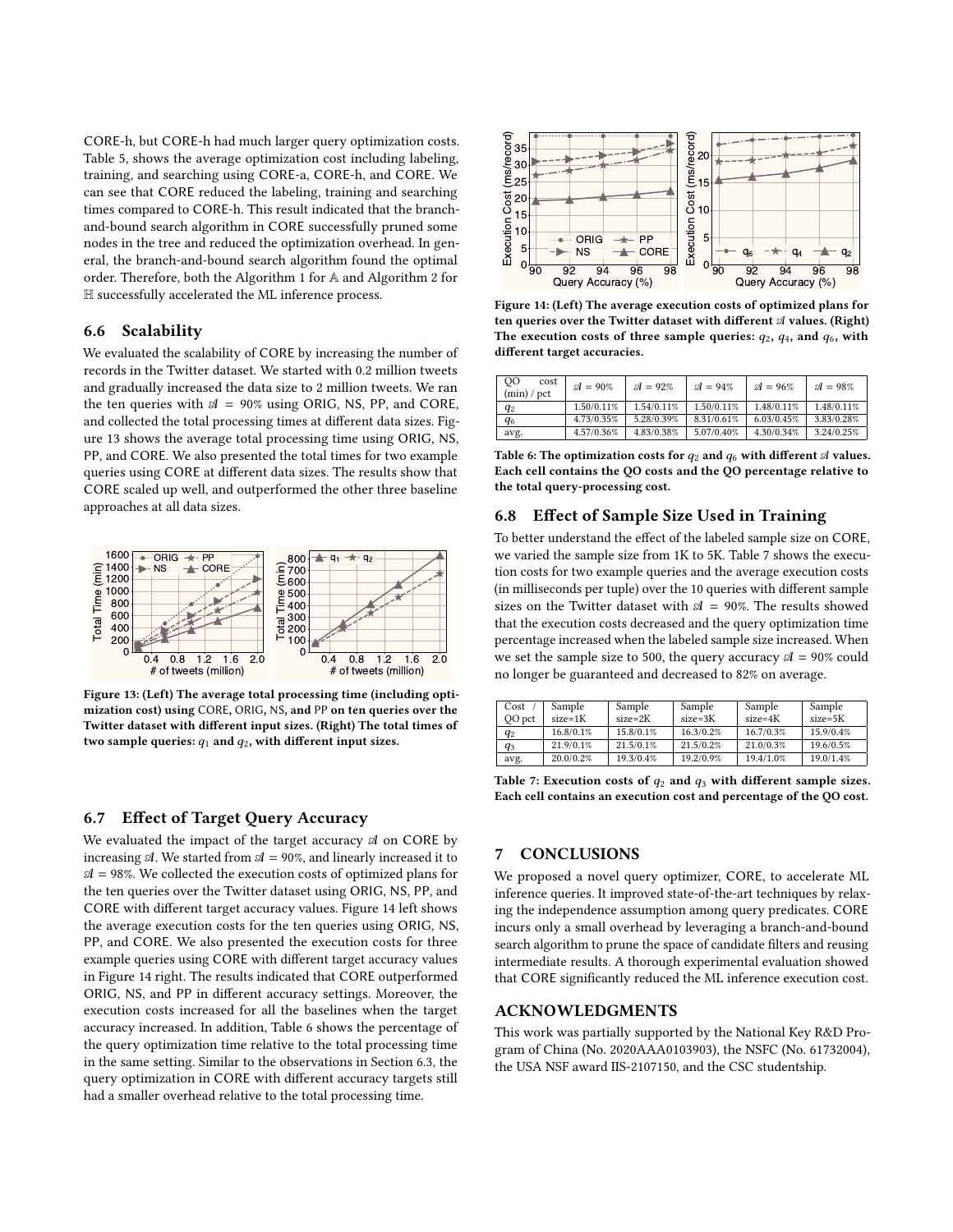CORE-h, but CORE-h had much larger query optimization costs. Table 5, shows the average optimization cost including labeling, training, and searching using CORE-a, CORE-h, and CORE. We can see that CORE reduced the labeling, training and searching times compared to CORE-h. This result indicated that the branch-and-bound search algorithm in CORE successfully pruned some nodes in the tree and reduced the optimization overhead. In general, the branch-and-bound search algorithm found the optimal order. Therefore, both the Algorithm 1 for $\mathbb{A}$ and Algorithm 2 for $\mathbb{H}$ successfully accelerated the ML inference process.

## 6.6 Scalability

We evaluated the scalability of CORE by increasing the number of records in the Twitter dataset. We started with 0.2 million tweets and gradually increased the data size to 2 million tweets. We ran the ten queries with $\mathscr{A} = 90\%$ using ORIG, NS, PP, and CORE, and collected the total processing times at different data sizes. Figure 13 shows the average total processing time using ORIG, NS, PP, and CORE. We also presented the total times for two example queries using CORE at different data sizes. The results show that CORE scaled up well, and outperformed the other three baseline approaches at all data sizes.

Figure 13: (Left) The average total processing time (including optimization cost) using CORE, ORIG, NS, and PP on ten queries over the Twitter dataset with different input sizes. (Right) The total times of two sample queries: $q_1$ and $q_2$, with different input sizes.

## 6.7 Effect of Target Query Accuracy

We evaluated the impact of the target accuracy $\mathscr{A}$ on CORE by increasing $\mathscr{A}$. We started from $\mathscr{A} = 90\%$, and linearly increased it to $\mathscr{A} = 98\%$. We collected the execution costs of optimized plans for the ten queries over the Twitter dataset using ORIG, NS, PP, and CORE with different target accuracy values. Figure 14 left shows the average execution costs for the ten queries using ORIG, NS, PP, and CORE. We also presented the execution costs for three example queries using CORE with different target accuracy values in Figure 14 right. The results indicated that CORE outperformed ORIG, NS, and PP in different accuracy settings. Moreover, the execution costs increased for all the baselines when the target accuracy increased. In addition, Table 6 shows the percentage of the query optimization time relative to the total processing time in the same setting. Similar to the observations in Section 6.3, the query optimization in CORE with different accuracy targets still had a smaller overhead relative to the total processing time.

Figure 14: (Left) The average execution costs of optimized plans for ten queries over the Twitter dataset with different $\mathscr{A}$ values. (Right) The execution costs of three sample queries: $q_2$, $q_4$, and $q_6$, with different target accuracies.

| QO cost (min) / pct | $\mathscr{A} = 90\%$ | $\mathscr{A} = 92\%$ | $\mathscr{A} = 94\%$ | $\mathscr{A} = 96\%$ | $\mathscr{A} = 98\%$ |
|---|---|---|---|---|---|
| $q_2$ | 1.50/0.11% | 1.54/0.11% | 1.50/0.11% | 1.48/0.11% | 1.48/0.11% |
| $q_6$ | 4.73/0.35% | 5.28/0.39% | 8.31/0.61% | 6.03/0.45% | 3.83/0.28% |
| avg. | 4.57/0.36% | 4.83/0.38% | 5.07/0.40% | 4.30/0.34% | 3.24/0.25% |

Table 6: The optimization costs for $q_2$ and $q_6$ with different $\mathscr{A}$ values. Each cell contains the QO costs and the QO percentage relative to the total query-processing cost.

## 6.8 Effect of Sample Size Used in Training

To better understand the effect of the labeled sample size on CORE, we varied the sample size from 1K to 5K. Table 7 shows the execution costs for two example queries and the average execution costs (in milliseconds per tuple) over the 10 queries with different sample sizes on the Twitter dataset with $\mathscr{A} = 90\%$. The results showed that the execution costs decreased and the query optimization time percentage increased when the labeled sample size increased. When we set the sample size to 500, the query accuracy $\mathscr{A} = 90\%$ could no longer be guaranteed and decreased to 82% on average.

| Cost / QO pct | Sample size=1K | Sample size=2K | Sample size=3K | Sample size=4K | Sample size=5K |
|---|---|---|---|---|---|
| $q_2$ | 16.8/0.1% | 15.8/0.1% | 16.3/0.2% | 16.7/0.3% | 15.9/0.4% |
| $q_3$ | 21.9/0.1% | 21.5/0.1% | 21.5/0.2% | 21.0/0.3% | 19.6/0.5% |
| avg. | 20.0/0.2% | 19.3/0.4% | 19.2/0.9% | 19.4/1.0% | 19.0/1.4% |

Table 7: Execution costs of $q_2$ and $q_3$ with different sample sizes. Each cell contains an execution cost and percentage of the QO cost.

# 7 CONCLUSIONS

We proposed a novel query optimizer, CORE, to accelerate ML inference queries. It improved state-of-the-art techniques by relaxing the independence assumption among query predicates. CORE incurs only a small overhead by leveraging a branch-and-bound search algorithm to prune the space of candidate filters and reusing intermediate results. A thorough experimental evaluation showed that CORE significantly reduced the ML inference execution cost.

# ACKNOWLEDGMENTS

This work was partially supported by the National Key R&D Program of China (No. 2020AAA0103903), the NSFC (No. 61732004), the USA NSF award IIS-2107150, and the CSC studentship.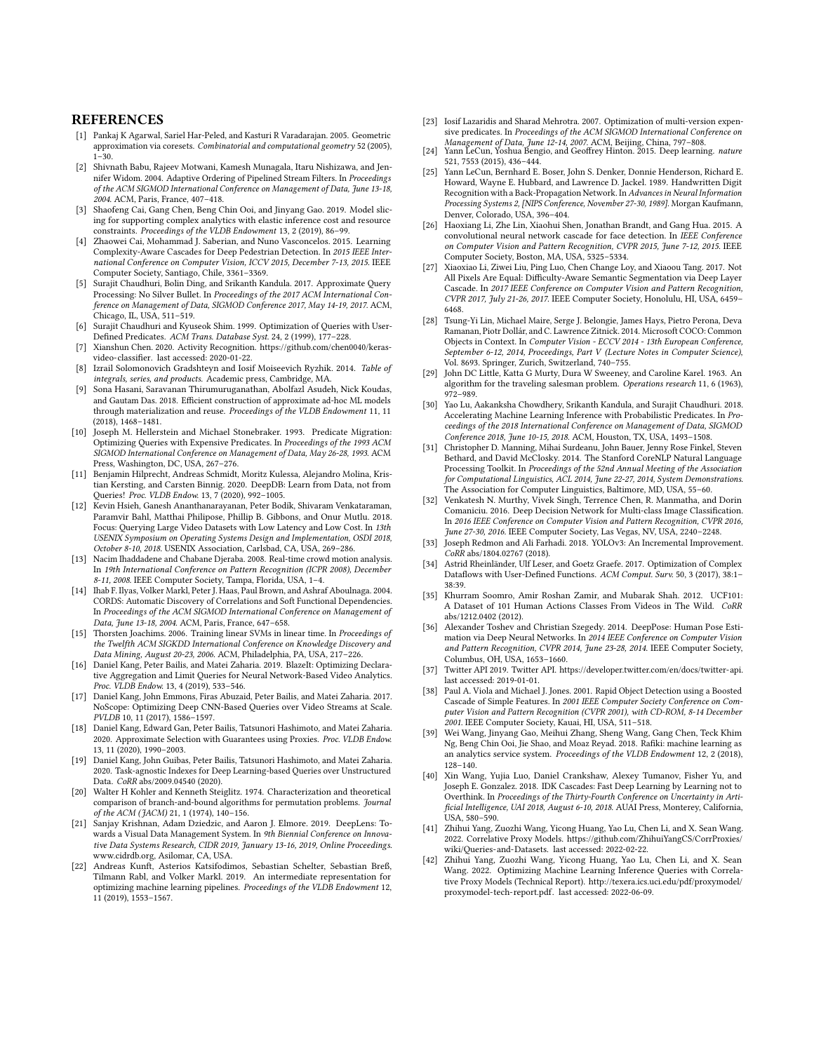# REFERENCES

[1] Pankaj K Agarwal, Sariel Har-Peled, and Kasturi R Varadarajan. 2005. Geometric approximation via coresets. *Combinatorial and computational geometry* 52 (2005), 1–30.

[2] Shivnath Babu, Rajeev Motwani, Kamesh Munagala, Itaru Nishizawa, and Jennifer Widom. 2004. Adaptive Ordering of Pipelined Stream Filters. In *Proceedings of the ACM SIGMOD International Conference on Management of Data, June 13-18, 2004.* ACM, Paris, France, 407–418.

[3] Shaofeng Cai, Gang Chen, Beng Chin Ooi, and Jinyang Gao. 2019. Model slicing for supporting complex analytics with elastic inference cost and resource constraints. *Proceedings of the VLDB Endowment* 13, 2 (2019), 86–99.

[4] Zhaowei Cai, Mohammad J. Saberian, and Nuno Vasconcelos. 2015. Learning Complexity-Aware Cascades for Deep Pedestrian Detection. In *2015 IEEE International Conference on Computer Vision, ICCV 2015, December 7-13, 2015.* IEEE Computer Society, Santiago, Chile, 3361–3369.

[5] Surajit Chaudhuri, Bolin Ding, and Srikanth Kandula. 2017. Approximate Query Processing: No Silver Bullet. In *Proceedings of the 2017 ACM International Conference on Management of Data, SIGMOD Conference 2017, May 14-19, 2017.* ACM, Chicago, IL, USA, 511–519.

[6] Surajit Chaudhuri and Kyuseok Shim. 1999. Optimization of Queries with User-Defined Predicates. *ACM Trans. Database Syst.* 24, 2 (1999), 177–228.

[7] Xianshun Chen. 2020. Activity Recognition. https://github.com/chen0040/keras-video-classifier. last accessed: 2020-01-22.

[8] Izrail Solomonovich Gradshteyn and Iosif Moiseevich Ryzhik. 2014. *Table of integrals, series, and products.* Academic press, Cambridge, MA.

[9] Sona Hasani, Saravanan Thirumuruganathan, Abolfazl Asudeh, Nick Koudas, and Gautam Das. 2018. Efficient construction of approximate ad-hoc ML models through materialization and reuse. *Proceedings of the VLDB Endowment* 11, 11 (2018), 1468–1481.

[10] Joseph M. Hellerstein and Michael Stonebraker. 1993. Predicate Migration: Optimizing Queries with Expensive Predicates. In *Proceedings of the 1993 ACM SIGMOD International Conference on Management of Data, May 26-28, 1993.* ACM Press, Washington, DC, USA, 267–276.

[11] Benjamin Hilprecht, Andreas Schmidt, Moritz Kulessa, Alejandro Molina, Kristian Kersting, and Carsten Binnig. 2020. DeepDB: Learn from Data, not from Queries! *Proc. VLDB Endow.* 13, 7 (2020), 992–1005.

[12] Kevin Hsieh, Ganesh Ananthanarayanan, Peter Bodík, Shivaram Venkataraman, Paramvir Bahl, Matthai Philipose, Phillip B. Gibbons, and Onur Mutlu. 2018. Focus: Querying Large Video Datasets with Low Latency and Low Cost. In *13th USENIX Symposium on Operating Systems Design and Implementation, OSDI 2018, October 8-10, 2018.* USENIX Association, Carlsbad, CA, USA, 269–286.

[13] Nacim Ihaddadene and Chabane Djeraba. 2008. Real-time crowd motion analysis. In *19th International Conference on Pattern Recognition (ICPR 2008), December 8-11, 2008.* IEEE Computer Society, Tampa, Florida, USA, 1–4.

[14] Ihab F. Ilyas, Volker Markl, Peter J. Haas, Paul Brown, and Ashraf Aboulnaga. 2004. CORDS: Automatic Discovery of Correlations and Soft Functional Dependencies. In *Proceedings of the ACM SIGMOD International Conference on Management of Data, June 13-18, 2004.* ACM, Paris, France, 647–658.

[15] Thorsten Joachims. 2006. Training linear SVMs in linear time. In *Proceedings of the Twelfth ACM SIGKDD International Conference on Knowledge Discovery and Data Mining, August 20-23, 2006.* ACM, Philadelphia, PA, USA, 217–226.

[16] Daniel Kang, Peter Bailis, and Matei Zaharia. 2019. BlazeIt: Optimizing Declarative Aggregation and Limit Queries for Neural Network-Based Video Analytics. *Proc. VLDB Endow.* 13, 4 (2019), 533–546.

[17] Daniel Kang, John Emmons, Firas Abuzaid, Peter Bailis, and Matei Zaharia. 2017. NoScope: Optimizing Deep CNN-Based Queries over Video Streams at Scale. *PVLDB* 10, 11 (2017), 1586–1597.

[18] Daniel Kang, Edward Gan, Peter Bailis, Tatsunori Hashimoto, and Matei Zaharia. 2020. Approximate Selection with Guarantees using Proxies. *Proc. VLDB Endow.* 13, 11 (2020), 1990–2003.

[19] Daniel Kang, John Guibas, Peter Bailis, Tatsunori Hashimoto, and Matei Zaharia. 2020. Task-agnostic Indexes for Deep Learning-based Queries over Unstructured Data. *CoRR* abs/2009.04540 (2020).

[20] Walter H Kohler and Kenneth Steiglitz. 1974. Characterization and theoretical comparison of branch-and-bound algorithms for permutation problems. *Journal of the ACM (JACM)* 21, 1 (1974), 140–156.

[21] Sanjay Krishnan, Adam Dziedzic, and Aaron J. Elmore. 2019. DeepLens: Towards a Visual Data Management System. In *9th Biennial Conference on Innovative Data Systems Research, CIDR 2019, January 13-16, 2019, Online Proceedings.* www.cidrdb.org, Asilomar, CA, USA.

[22] Andreas Kunft, Asterios Katsifodimos, Sebastian Schelter, Sebastian Breß, Tilmann Rabl, and Volker Markl. 2019. An intermediate representation for optimizing machine learning pipelines. *Proceedings of the VLDB Endowment* 12, 11 (2019), 1553–1567.

[23] Iosif Lazaridis and Sharad Mehrotra. 2007. Optimization of multi-version expensive predicates. In *Proceedings of the ACM SIGMOD International Conference on Management of Data, June 12-14, 2007.* ACM, Beijing, China, 797–808.

[24] Yann LeCun, Yoshua Bengio, and Geoffrey Hinton. 2015. Deep learning. *nature* 521, 7553 (2015), 436–444.

[25] Yann LeCun, Bernhard E. Boser, John S. Denker, Donnie Henderson, Richard E. Howard, Wayne E. Hubbard, and Lawrence D. Jackel. 1989. Handwritten Digit Recognition with a Back-Propagation Network. In *Advances in Neural Information Processing Systems 2, [NIPS Conference, November 27-30, 1989].* Morgan Kaufmann, Denver, Colorado, USA, 396–404.

[26] Haoxiang Li, Zhe Lin, Xiaohui Shen, Jonathan Brandt, and Gang Hua. 2015. A convolutional neural network cascade for face detection. In *IEEE Conference on Computer Vision and Pattern Recognition, CVPR 2015, June 7-12, 2015.* IEEE Computer Society, Boston, MA, USA, 5325–5334.

[27] Xiaoxiao Li, Ziwei Liu, Ping Luo, Chen Change Loy, and Xiaoou Tang. 2017. Not All Pixels Are Equal: Difficulty-Aware Semantic Segmentation via Deep Layer Cascade. In *2017 IEEE Conference on Computer Vision and Pattern Recognition, CVPR 2017, July 21-26, 2017.* IEEE Computer Society, Honolulu, HI, USA, 6459–6468.

[28] Tsung-Yi Lin, Michael Maire, Serge J. Belongie, James Hays, Pietro Perona, Deva Ramanan, Piotr Dollár, and C. Lawrence Zitnick. 2014. Microsoft COCO: Common Objects in Context. In *Computer Vision - ECCV 2014 - 13th European Conference, September 6-12, 2014, Proceedings, Part V (Lecture Notes in Computer Science)*, Vol. 8693. Springer, Zurich, Switzerland, 740–755.

[29] John DC Little, Katta G Murty, Dura W Sweeney, and Caroline Karel. 1963. An algorithm for the traveling salesman problem. *Operations research* 11, 6 (1963), 972–989.

[30] Yao Lu, Aakanksha Chowdhery, Srikanth Kandula, and Surajit Chaudhuri. 2018. Accelerating Machine Learning Inference with Probabilistic Predicates. In *Proceedings of the 2018 International Conference on Management of Data, SIGMOD Conference 2018, June 10-15, 2018.* ACM, Houston, TX, USA, 1493–1508.

[31] Christopher D. Manning, Mihai Surdeanu, John Bauer, Jenny Rose Finkel, Steven Bethard, and David McClosky. 2014. The Stanford CoreNLP Natural Language Processing Toolkit. In *Proceedings of the 52nd Annual Meeting of the Association for Computational Linguistics, ACL 2014, June 22-27, 2014, System Demonstrations.* The Association for Computer Linguistics, Baltimore, MD, USA, 55–60.

[32] Venkatesh N. Murthy, Vivek Singh, Terrence Chen, R. Manmatha, and Dorin Comaniciu. 2016. Deep Decision Network for Multi-class Image Classification. In *2016 IEEE Conference on Computer Vision and Pattern Recognition, CVPR 2016, June 27-30, 2016.* IEEE Computer Society, Las Vegas, NV, USA, 2240–2248.

[33] Joseph Redmon and Ali Farhadi. 2018. YOLOv3: An Incremental Improvement. *CoRR* abs/1804.02767 (2018).

[34] Astrid Rheinländer, Ulf Leser, and Goetz Graefe. 2017. Optimization of Complex Dataflows with User-Defined Functions. *ACM Comput. Surv.* 50, 3 (2017), 38:1–38:39.

[35] Khurram Soomro, Amir Roshan Zamir, and Mubarak Shah. 2012. UCF101: A Dataset of 101 Human Actions Classes From Videos in The Wild. *CoRR* abs/1212.0402 (2012).

[36] Alexander Toshev and Christian Szegedy. 2014. DeepPose: Human Pose Estimation via Deep Neural Networks. In *2014 IEEE Conference on Computer Vision and Pattern Recognition, CVPR 2014, June 23-28, 2014.* IEEE Computer Society, Columbus, OH, USA, 1653–1660.

[37] Twitter API 2019. Twitter API. https://developer.twitter.com/en/docs/twitter-api. last accessed: 2019-01-01.

[38] Paul A. Viola and Michael J. Jones. 2001. Rapid Object Detection using a Boosted Cascade of Simple Features. In *2001 IEEE Computer Society Conference on Computer Vision and Pattern Recognition (CVPR 2001), with CD-ROM, 8-14 December 2001.* IEEE Computer Society, Kauai, HI, USA, 511–518.

[39] Wei Wang, Jinyang Gao, Meihui Zhang, Sheng Wang, Gang Chen, Teck Khim Ng, Beng Chin Ooi, Jie Shao, and Moaz Reyad. 2018. Rafiki: machine learning as an analytics service system. *Proceedings of the VLDB Endowment* 12, 2 (2018), 128–140.

[40] Xin Wang, Yujia Luo, Daniel Crankshaw, Alexey Tumanov, Fisher Yu, and Joseph E. Gonzalez. 2018. IDK Cascades: Fast Deep Learning by Learning not to Overthink. In *Proceedings of the Thirty-Fourth Conference on Uncertainty in Artificial Intelligence, UAI 2018, August 6-10, 2018.* AUAI Press, Monterey, California, USA, 580–590.

[41] Zhihui Yang, Zuozhi Wang, Yicong Huang, Yao Lu, Chen Li, and X. Sean Wang. 2022. Correlative Proxy Models. https://github.com/ZhihuiYangCS/CorrProxies/wiki/Queries-and-Datasets. last accessed: 2022-02-22.

[42] Zhihui Yang, Zuozhi Wang, Yicong Huang, Yao Lu, Chen Li, and X. Sean Wang. 2022. Optimizing Machine Learning Inference Queries with Correlative Proxy Models (Technical Report). http://texera.ics.uci.edu/pdf/proxymodel/proxymodel-tech-report.pdf. last accessed: 2022-06-09.